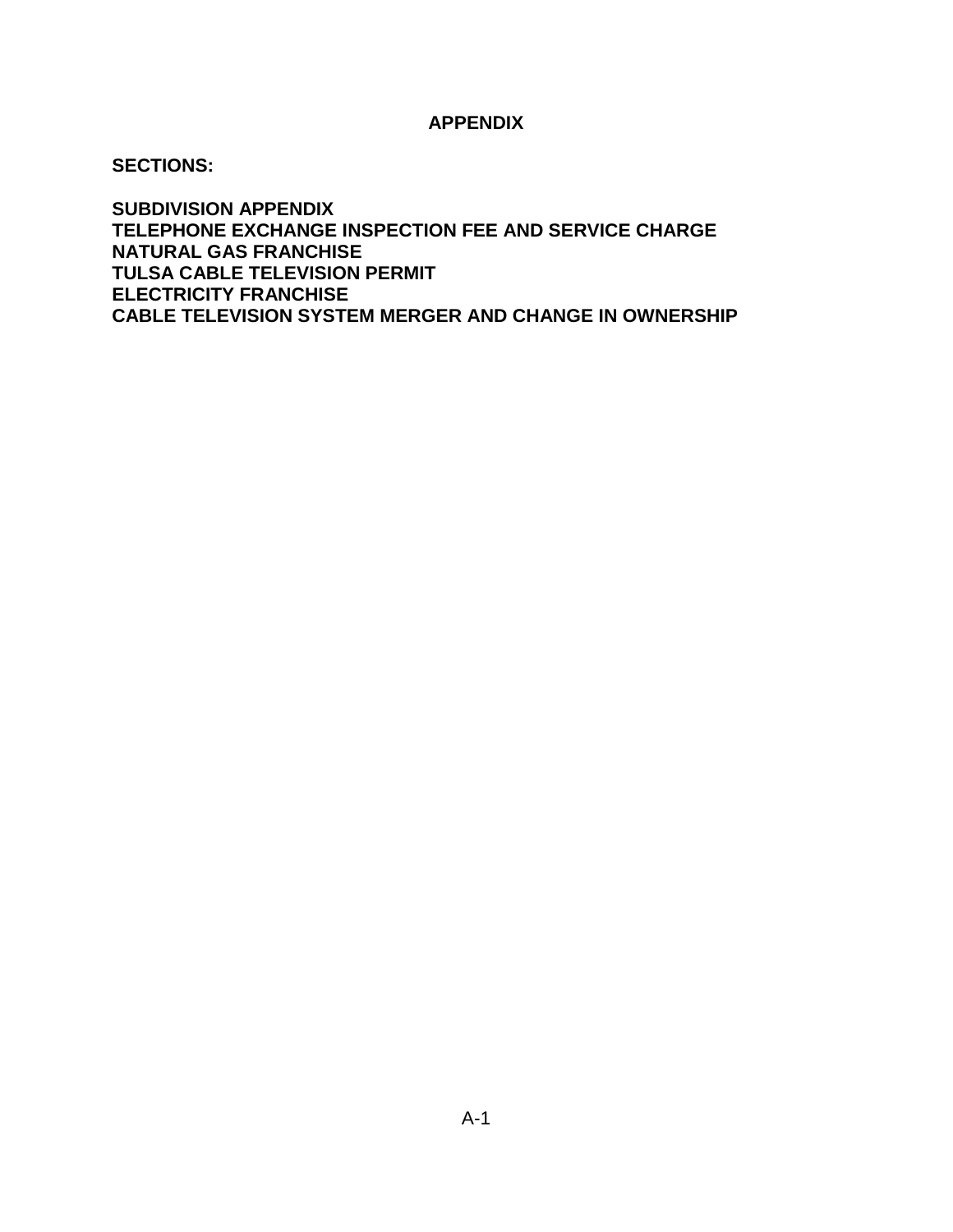# APPENDIX

**SECTIONS:**

**SUBDIVISION APPENDIX**
**TELEPHONE EXCHANGE INSPECTION FEE AND SERVICE CHARGE**
**NATURAL GAS FRANCHISE**
**TULSA CABLE TELEVISION PERMIT**
**ELECTRICITY FRANCHISE**
**CABLE TELEVISION SYSTEM MERGER AND CHANGE IN OWNERSHIP**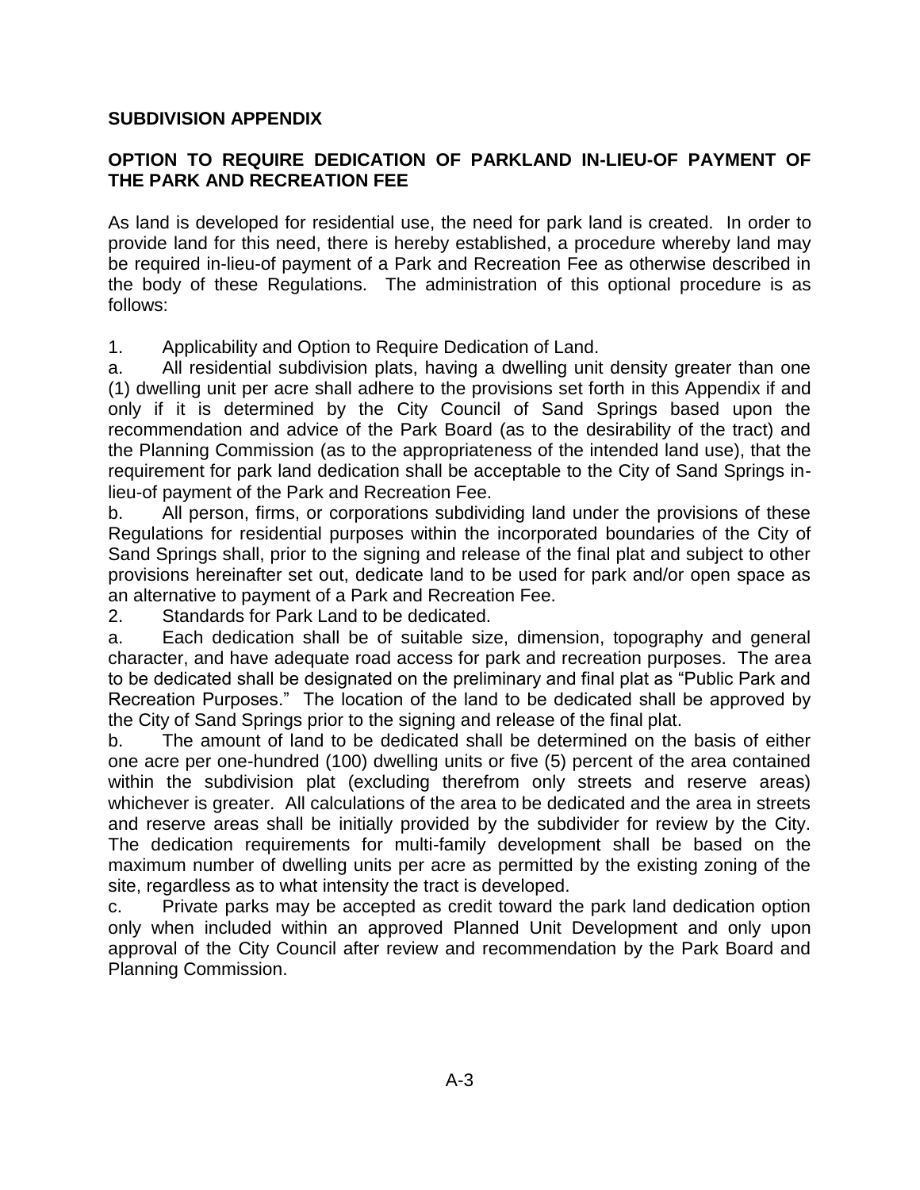**SUBDIVISION APPENDIX**

**OPTION TO REQUIRE DEDICATION OF PARKLAND IN-LIEU-OF PAYMENT OF THE PARK AND RECREATION FEE**

As land is developed for residential use, the need for park land is created. In order to provide land for this need, there is hereby established, a procedure whereby land may be required in-lieu-of payment of a Park and Recreation Fee as otherwise described in the body of these Regulations. The administration of this optional procedure is as follows:

1. Applicability and Option to Require Dedication of Land.

a. All residential subdivision plats, having a dwelling unit density greater than one (1) dwelling unit per acre shall adhere to the provisions set forth in this Appendix if and only if it is determined by the City Council of Sand Springs based upon the recommendation and advice of the Park Board (as to the desirability of the tract) and the Planning Commission (as to the appropriateness of the intended land use), that the requirement for park land dedication shall be acceptable to the City of Sand Springs in-lieu-of payment of the Park and Recreation Fee.

b. All person, firms, or corporations subdividing land under the provisions of these Regulations for residential purposes within the incorporated boundaries of the City of Sand Springs shall, prior to the signing and release of the final plat and subject to other provisions hereinafter set out, dedicate land to be used for park and/or open space as an alternative to payment of a Park and Recreation Fee.

2. Standards for Park Land to be dedicated.

a. Each dedication shall be of suitable size, dimension, topography and general character, and have adequate road access for park and recreation purposes. The area to be dedicated shall be designated on the preliminary and final plat as "Public Park and Recreation Purposes." The location of the land to be dedicated shall be approved by the City of Sand Springs prior to the signing and release of the final plat.

b. The amount of land to be dedicated shall be determined on the basis of either one acre per one-hundred (100) dwelling units or five (5) percent of the area contained within the subdivision plat (excluding therefrom only streets and reserve areas) whichever is greater. All calculations of the area to be dedicated and the area in streets and reserve areas shall be initially provided by the subdivider for review by the City. The dedication requirements for multi-family development shall be based on the maximum number of dwelling units per acre as permitted by the existing zoning of the site, regardless as to what intensity the tract is developed.

c. Private parks may be accepted as credit toward the park land dedication option only when included within an approved Planned Unit Development and only upon approval of the City Council after review and recommendation by the Park Board and Planning Commission.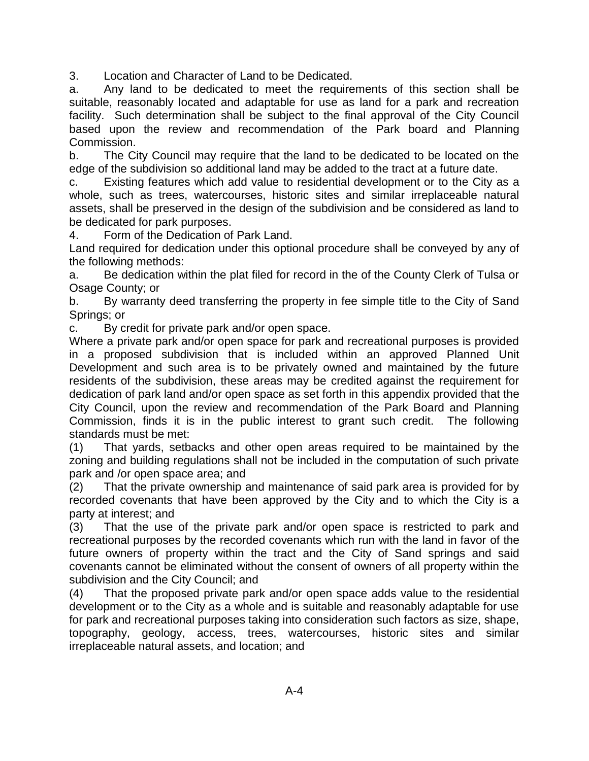3. Location and Character of Land to be Dedicated.

a. Any land to be dedicated to meet the requirements of this section shall be suitable, reasonably located and adaptable for use as land for a park and recreation facility. Such determination shall be subject to the final approval of the City Council based upon the review and recommendation of the Park board and Planning Commission.

b. The City Council may require that the land to be dedicated to be located on the edge of the subdivision so additional land may be added to the tract at a future date.

c. Existing features which add value to residential development or to the City as a whole, such as trees, watercourses, historic sites and similar irreplaceable natural assets, shall be preserved in the design of the subdivision and be considered as land to be dedicated for park purposes.

4. Form of the Dedication of Park Land.

Land required for dedication under this optional procedure shall be conveyed by any of the following methods:

a. Be dedication within the plat filed for record in the of the County Clerk of Tulsa or Osage County; or

b. By warranty deed transferring the property in fee simple title to the City of Sand Springs; or

c. By credit for private park and/or open space.

Where a private park and/or open space for park and recreational purposes is provided in a proposed subdivision that is included within an approved Planned Unit Development and such area is to be privately owned and maintained by the future residents of the subdivision, these areas may be credited against the requirement for dedication of park land and/or open space as set forth in this appendix provided that the City Council, upon the review and recommendation of the Park Board and Planning Commission, finds it is in the public interest to grant such credit. The following standards must be met:

(1) That yards, setbacks and other open areas required to be maintained by the zoning and building regulations shall not be included in the computation of such private park and /or open space area; and

(2) That the private ownership and maintenance of said park area is provided for by recorded covenants that have been approved by the City and to which the City is a party at interest; and

(3) That the use of the private park and/or open space is restricted to park and recreational purposes by the recorded covenants which run with the land in favor of the future owners of property within the tract and the City of Sand springs and said covenants cannot be eliminated without the consent of owners of all property within the subdivision and the City Council; and

(4) That the proposed private park and/or open space adds value to the residential development or to the City as a whole and is suitable and reasonably adaptable for use for park and recreational purposes taking into consideration such factors as size, shape, topography, geology, access, trees, watercourses, historic sites and similar irreplaceable natural assets, and location; and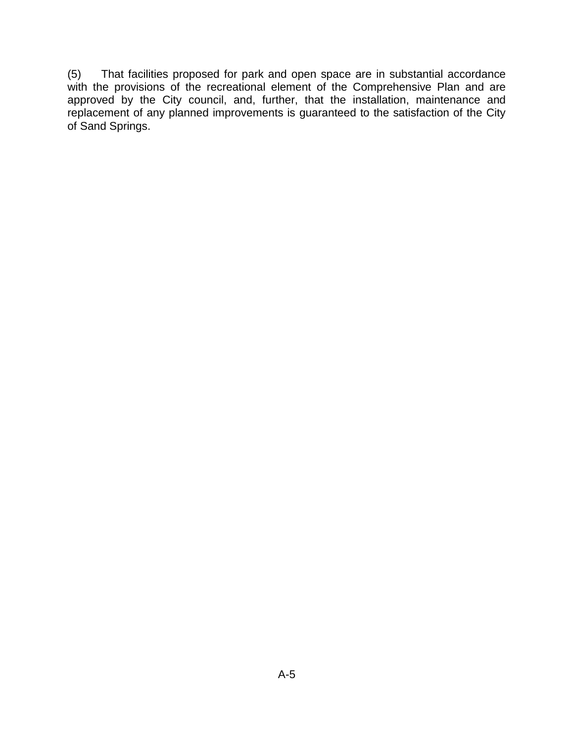(5) That facilities proposed for park and open space are in substantial accordance with the provisions of the recreational element of the Comprehensive Plan and are approved by the City council, and, further, that the installation, maintenance and replacement of any planned improvements is guaranteed to the satisfaction of the City of Sand Springs.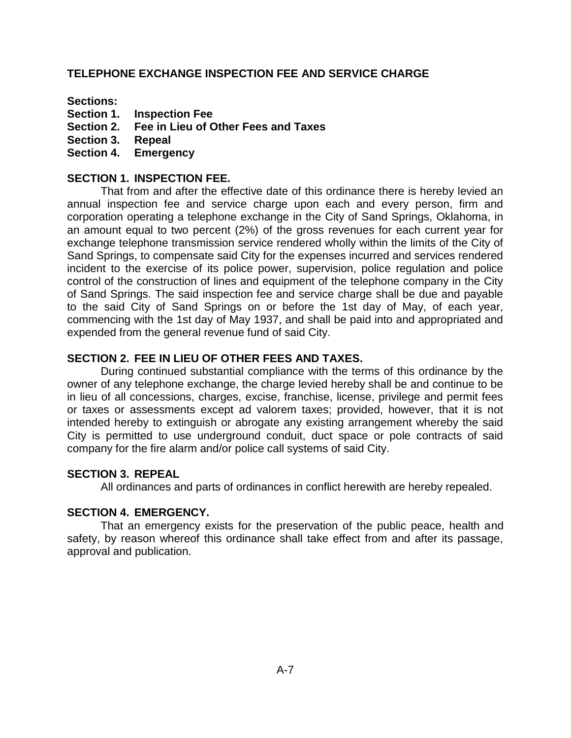## TELEPHONE EXCHANGE INSPECTION FEE AND SERVICE CHARGE

**Sections:**
**Section 1. Inspection Fee**
**Section 2. Fee in Lieu of Other Fees and Taxes**
**Section 3. Repeal**
**Section 4. Emergency**

### SECTION 1. INSPECTION FEE.

That from and after the effective date of this ordinance there is hereby levied an annual inspection fee and service charge upon each and every person, firm and corporation operating a telephone exchange in the City of Sand Springs, Oklahoma, in an amount equal to two percent (2%) of the gross revenues for each current year for exchange telephone transmission service rendered wholly within the limits of the City of Sand Springs, to compensate said City for the expenses incurred and services rendered incident to the exercise of its police power, supervision, police regulation and police control of the construction of lines and equipment of the telephone company in the City of Sand Springs. The said inspection fee and service charge shall be due and payable to the said City of Sand Springs on or before the 1st day of May, of each year, commencing with the 1st day of May 1937, and shall be paid into and appropriated and expended from the general revenue fund of said City.

### SECTION 2. FEE IN LIEU OF OTHER FEES AND TAXES.

During continued substantial compliance with the terms of this ordinance by the owner of any telephone exchange, the charge levied hereby shall be and continue to be in lieu of all concessions, charges, excise, franchise, license, privilege and permit fees or taxes or assessments except ad valorem taxes; provided, however, that it is not intended hereby to extinguish or abrogate any existing arrangement whereby the said City is permitted to use underground conduit, duct space or pole contracts of said company for the fire alarm and/or police call systems of said City.

### SECTION 3. REPEAL

All ordinances and parts of ordinances in conflict herewith are hereby repealed.

### SECTION 4. EMERGENCY.

That an emergency exists for the preservation of the public peace, health and safety, by reason whereof this ordinance shall take effect from and after its passage, approval and publication.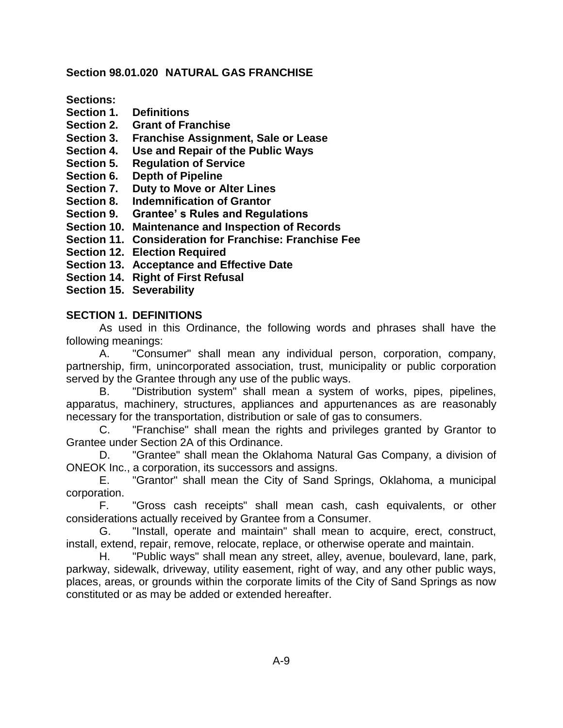## Section 98.01.020 NATURAL GAS FRANCHISE

**Sections:**
**Section 1. Definitions**
**Section 2. Grant of Franchise**
**Section 3. Franchise Assignment, Sale or Lease**
**Section 4. Use and Repair of the Public Ways**
**Section 5. Regulation of Service**
**Section 6. Depth of Pipeline**
**Section 7. Duty to Move or Alter Lines**
**Section 8. Indemnification of Grantor**
**Section 9. Grantee' s Rules and Regulations**
**Section 10. Maintenance and Inspection of Records**
**Section 11. Consideration for Franchise: Franchise Fee**
**Section 12. Election Required**
**Section 13. Acceptance and Effective Date**
**Section 14. Right of First Refusal**
**Section 15. Severability**

### SECTION 1. DEFINITIONS

As used in this Ordinance, the following words and phrases shall have the following meanings:

A. "Consumer" shall mean any individual person, corporation, company, partnership, firm, unincorporated association, trust, municipality or public corporation served by the Grantee through any use of the public ways.

B. "Distribution system" shall mean a system of works, pipes, pipelines, apparatus, machinery, structures, appliances and appurtenances as are reasonably necessary for the transportation, distribution or sale of gas to consumers.

C. "Franchise" shall mean the rights and privileges granted by Grantor to Grantee under Section 2A of this Ordinance.

D. "Grantee" shall mean the Oklahoma Natural Gas Company, a division of ONEOK Inc., a corporation, its successors and assigns.

E. "Grantor" shall mean the City of Sand Springs, Oklahoma, a municipal corporation.

F. "Gross cash receipts" shall mean cash, cash equivalents, or other considerations actually received by Grantee from a Consumer.

G. "Install, operate and maintain" shall mean to acquire, erect, construct, install, extend, repair, remove, relocate, replace, or otherwise operate and maintain.

H. "Public ways" shall mean any street, alley, avenue, boulevard, lane, park, parkway, sidewalk, driveway, utility easement, right of way, and any other public ways, places, areas, or grounds within the corporate limits of the City of Sand Springs as now constituted or as may be added or extended hereafter.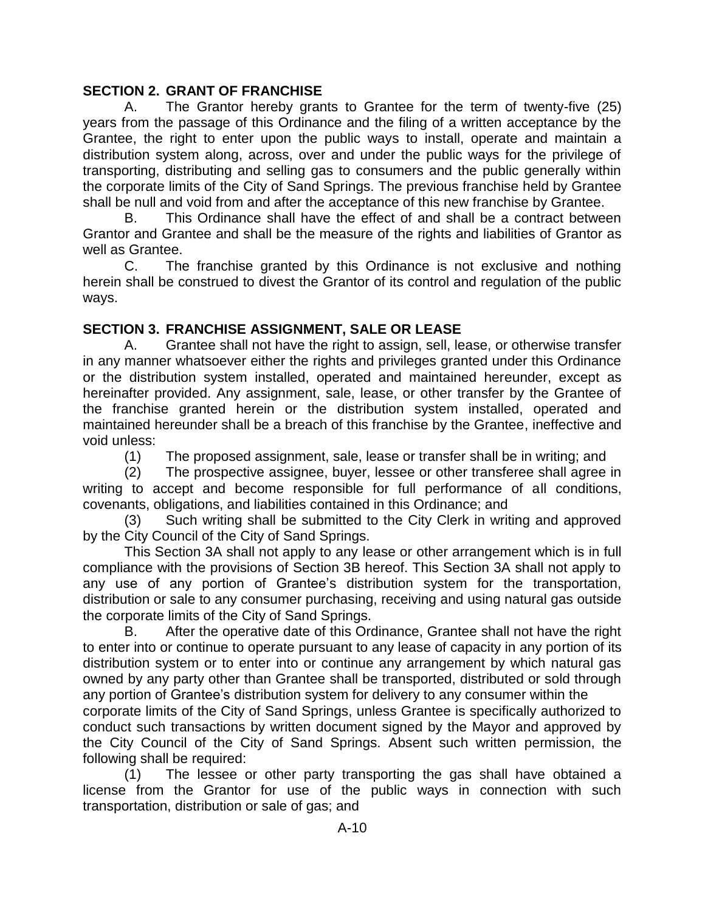### SECTION 2. GRANT OF FRANCHISE

A. The Grantor hereby grants to Grantee for the term of twenty-five (25) years from the passage of this Ordinance and the filing of a written acceptance by the Grantee, the right to enter upon the public ways to install, operate and maintain a distribution system along, across, over and under the public ways for the privilege of transporting, distributing and selling gas to consumers and the public generally within the corporate limits of the City of Sand Springs. The previous franchise held by Grantee shall be null and void from and after the acceptance of this new franchise by Grantee.

B. This Ordinance shall have the effect of and shall be a contract between Grantor and Grantee and shall be the measure of the rights and liabilities of Grantor as well as Grantee.

C. The franchise granted by this Ordinance is not exclusive and nothing herein shall be construed to divest the Grantor of its control and regulation of the public ways.

### SECTION 3. FRANCHISE ASSIGNMENT, SALE OR LEASE

A. Grantee shall not have the right to assign, sell, lease, or otherwise transfer in any manner whatsoever either the rights and privileges granted under this Ordinance or the distribution system installed, operated and maintained hereunder, except as hereinafter provided. Any assignment, sale, lease, or other transfer by the Grantee of the franchise granted herein or the distribution system installed, operated and maintained hereunder shall be a breach of this franchise by the Grantee, ineffective and void unless:

(1) The proposed assignment, sale, lease or transfer shall be in writing; and

(2) The prospective assignee, buyer, lessee or other transferee shall agree in writing to accept and become responsible for full performance of all conditions, covenants, obligations, and liabilities contained in this Ordinance; and

(3) Such writing shall be submitted to the City Clerk in writing and approved by the City Council of the City of Sand Springs.

This Section 3A shall not apply to any lease or other arrangement which is in full compliance with the provisions of Section 3B hereof. This Section 3A shall not apply to any use of any portion of Grantee's distribution system for the transportation, distribution or sale to any consumer purchasing, receiving and using natural gas outside the corporate limits of the City of Sand Springs.

B. After the operative date of this Ordinance, Grantee shall not have the right to enter into or continue to operate pursuant to any lease of capacity in any portion of its distribution system or to enter into or continue any arrangement by which natural gas owned by any party other than Grantee shall be transported, distributed or sold through any portion of Grantee's distribution system for delivery to any consumer within the corporate limits of the City of Sand Springs, unless Grantee is specifically authorized to conduct such transactions by written document signed by the Mayor and approved by the City Council of the City of Sand Springs. Absent such written permission, the following shall be required:

(1) The lessee or other party transporting the gas shall have obtained a license from the Grantor for use of the public ways in connection with such transportation, distribution or sale of gas; and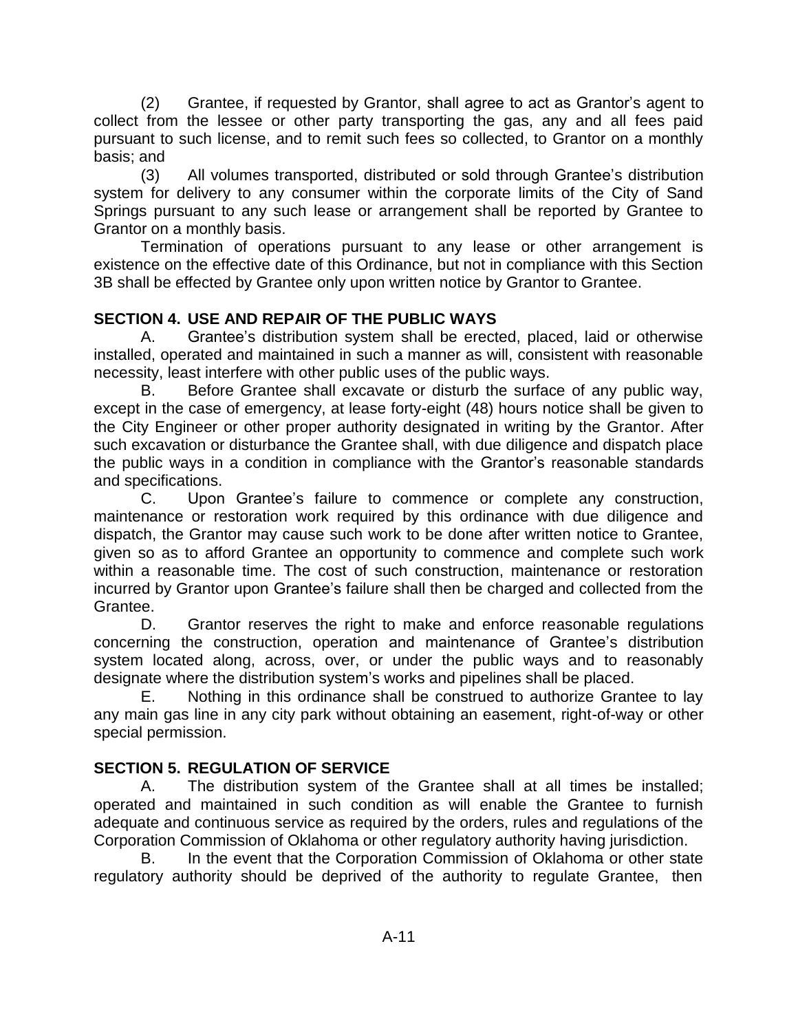(2) Grantee, if requested by Grantor, shall agree to act as Grantor's agent to collect from the lessee or other party transporting the gas, any and all fees paid pursuant to such license, and to remit such fees so collected, to Grantor on a monthly basis; and

(3) All volumes transported, distributed or sold through Grantee's distribution system for delivery to any consumer within the corporate limits of the City of Sand Springs pursuant to any such lease or arrangement shall be reported by Grantee to Grantor on a monthly basis.

Termination of operations pursuant to any lease or other arrangement is existence on the effective date of this Ordinance, but not in compliance with this Section 3B shall be effected by Grantee only upon written notice by Grantor to Grantee.

## SECTION 4. USE AND REPAIR OF THE PUBLIC WAYS

A. Grantee's distribution system shall be erected, placed, laid or otherwise installed, operated and maintained in such a manner as will, consistent with reasonable necessity, least interfere with other public uses of the public ways.

B. Before Grantee shall excavate or disturb the surface of any public way, except in the case of emergency, at lease forty-eight (48) hours notice shall be given to the City Engineer or other proper authority designated in writing by the Grantor. After such excavation or disturbance the Grantee shall, with due diligence and dispatch place the public ways in a condition in compliance with the Grantor's reasonable standards and specifications.

C. Upon Grantee's failure to commence or complete any construction, maintenance or restoration work required by this ordinance with due diligence and dispatch, the Grantor may cause such work to be done after written notice to Grantee, given so as to afford Grantee an opportunity to commence and complete such work within a reasonable time. The cost of such construction, maintenance or restoration incurred by Grantor upon Grantee's failure shall then be charged and collected from the Grantee.

D. Grantor reserves the right to make and enforce reasonable regulations concerning the construction, operation and maintenance of Grantee's distribution system located along, across, over, or under the public ways and to reasonably designate where the distribution system's works and pipelines shall be placed.

E. Nothing in this ordinance shall be construed to authorize Grantee to lay any main gas line in any city park without obtaining an easement, right-of-way or other special permission.

## SECTION 5. REGULATION OF SERVICE

A. The distribution system of the Grantee shall at all times be installed; operated and maintained in such condition as will enable the Grantee to furnish adequate and continuous service as required by the orders, rules and regulations of the Corporation Commission of Oklahoma or other regulatory authority having jurisdiction.

B. In the event that the Corporation Commission of Oklahoma or other state regulatory authority should be deprived of the authority to regulate Grantee, then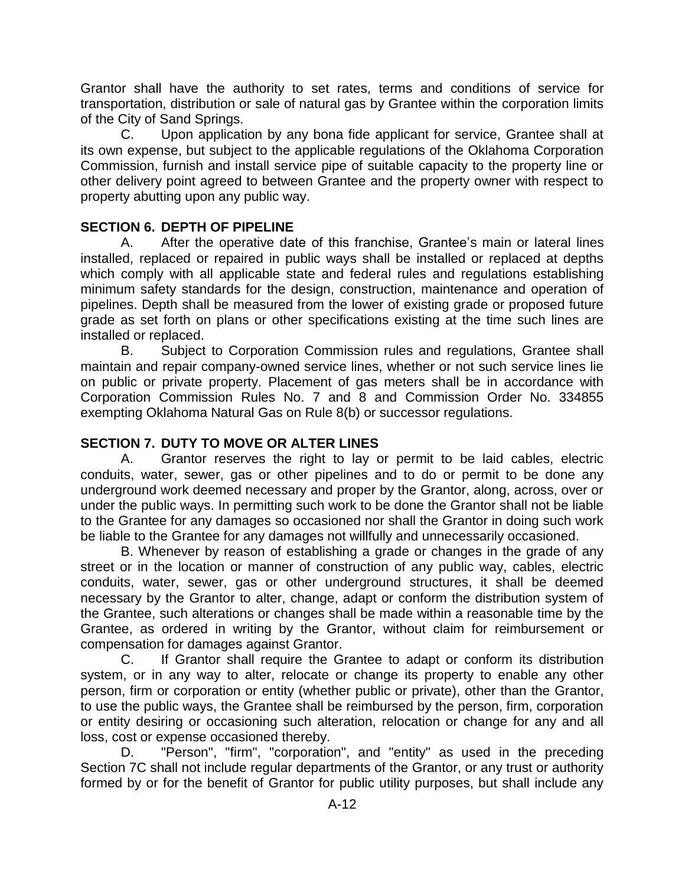Grantor shall have the authority to set rates, terms and conditions of service for transportation, distribution or sale of natural gas by Grantee within the corporation limits of the City of Sand Springs.

C. Upon application by any bona fide applicant for service, Grantee shall at its own expense, but subject to the applicable regulations of the Oklahoma Corporation Commission, furnish and install service pipe of suitable capacity to the property line or other delivery point agreed to between Grantee and the property owner with respect to property abutting upon any public way.

## SECTION 6. DEPTH OF PIPELINE

A. After the operative date of this franchise, Grantee's main or lateral lines installed, replaced or repaired in public ways shall be installed or replaced at depths which comply with all applicable state and federal rules and regulations establishing minimum safety standards for the design, construction, maintenance and operation of pipelines. Depth shall be measured from the lower of existing grade or proposed future grade as set forth on plans or other specifications existing at the time such lines are installed or replaced.

B. Subject to Corporation Commission rules and regulations, Grantee shall maintain and repair company-owned service lines, whether or not such service lines lie on public or private property. Placement of gas meters shall be in accordance with Corporation Commission Rules No. 7 and 8 and Commission Order No. 334855 exempting Oklahoma Natural Gas on Rule 8(b) or successor regulations.

## SECTION 7. DUTY TO MOVE OR ALTER LINES

A. Grantor reserves the right to lay or permit to be laid cables, electric conduits, water, sewer, gas or other pipelines and to do or permit to be done any underground work deemed necessary and proper by the Grantor, along, across, over or under the public ways. In permitting such work to be done the Grantor shall not be liable to the Grantee for any damages so occasioned nor shall the Grantor in doing such work be liable to the Grantee for any damages not willfully and unnecessarily occasioned.

B. Whenever by reason of establishing a grade or changes in the grade of any street or in the location or manner of construction of any public way, cables, electric conduits, water, sewer, gas or other underground structures, it shall be deemed necessary by the Grantor to alter, change, adapt or conform the distribution system of the Grantee, such alterations or changes shall be made within a reasonable time by the Grantee, as ordered in writing by the Grantor, without claim for reimbursement or compensation for damages against Grantor.

C. If Grantor shall require the Grantee to adapt or conform its distribution system, or in any way to alter, relocate or change its property to enable any other person, firm or corporation or entity (whether public or private), other than the Grantor, to use the public ways, the Grantee shall be reimbursed by the person, firm, corporation or entity desiring or occasioning such alteration, relocation or change for any and all loss, cost or expense occasioned thereby.

D. "Person", "firm", "corporation", and "entity" as used in the preceding Section 7C shall not include regular departments of the Grantor, or any trust or authority formed by or for the benefit of Grantor for public utility purposes, but shall include any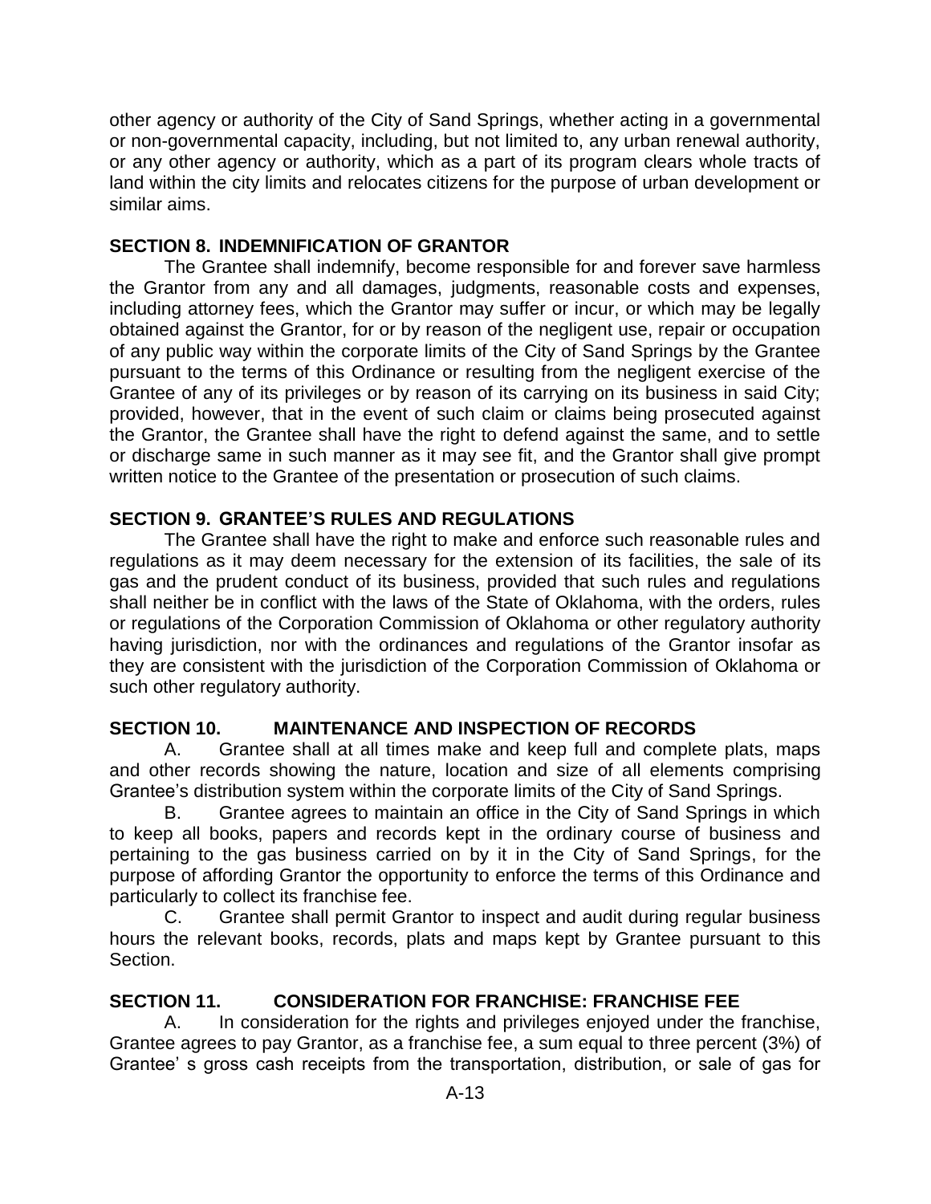other agency or authority of the City of Sand Springs, whether acting in a governmental or non-governmental capacity, including, but not limited to, any urban renewal authority, or any other agency or authority, which as a part of its program clears whole tracts of land within the city limits and relocates citizens for the purpose of urban development or similar aims.

**SECTION 8. INDEMNIFICATION OF GRANTOR**

The Grantee shall indemnify, become responsible for and forever save harmless the Grantor from any and all damages, judgments, reasonable costs and expenses, including attorney fees, which the Grantor may suffer or incur, or which may be legally obtained against the Grantor, for or by reason of the negligent use, repair or occupation of any public way within the corporate limits of the City of Sand Springs by the Grantee pursuant to the terms of this Ordinance or resulting from the negligent exercise of the Grantee of any of its privileges or by reason of its carrying on its business in said City; provided, however, that in the event of such claim or claims being prosecuted against the Grantor, the Grantee shall have the right to defend against the same, and to settle or discharge same in such manner as it may see fit, and the Grantor shall give prompt written notice to the Grantee of the presentation or prosecution of such claims.

**SECTION 9. GRANTEE'S RULES AND REGULATIONS**

The Grantee shall have the right to make and enforce such reasonable rules and regulations as it may deem necessary for the extension of its facilities, the sale of its gas and the prudent conduct of its business, provided that such rules and regulations shall neither be in conflict with the laws of the State of Oklahoma, with the orders, rules or regulations of the Corporation Commission of Oklahoma or other regulatory authority having jurisdiction, nor with the ordinances and regulations of the Grantor insofar as they are consistent with the jurisdiction of the Corporation Commission of Oklahoma or such other regulatory authority.

**SECTION 10. MAINTENANCE AND INSPECTION OF RECORDS**

A. Grantee shall at all times make and keep full and complete plats, maps and other records showing the nature, location and size of all elements comprising Grantee's distribution system within the corporate limits of the City of Sand Springs.

B. Grantee agrees to maintain an office in the City of Sand Springs in which to keep all books, papers and records kept in the ordinary course of business and pertaining to the gas business carried on by it in the City of Sand Springs, for the purpose of affording Grantor the opportunity to enforce the terms of this Ordinance and particularly to collect its franchise fee.

C. Grantee shall permit Grantor to inspect and audit during regular business hours the relevant books, records, plats and maps kept by Grantee pursuant to this Section.

**SECTION 11. CONSIDERATION FOR FRANCHISE: FRANCHISE FEE**

A. In consideration for the rights and privileges enjoyed under the franchise, Grantee agrees to pay Grantor, as a franchise fee, a sum equal to three percent (3%) of Grantee' s gross cash receipts from the transportation, distribution, or sale of gas for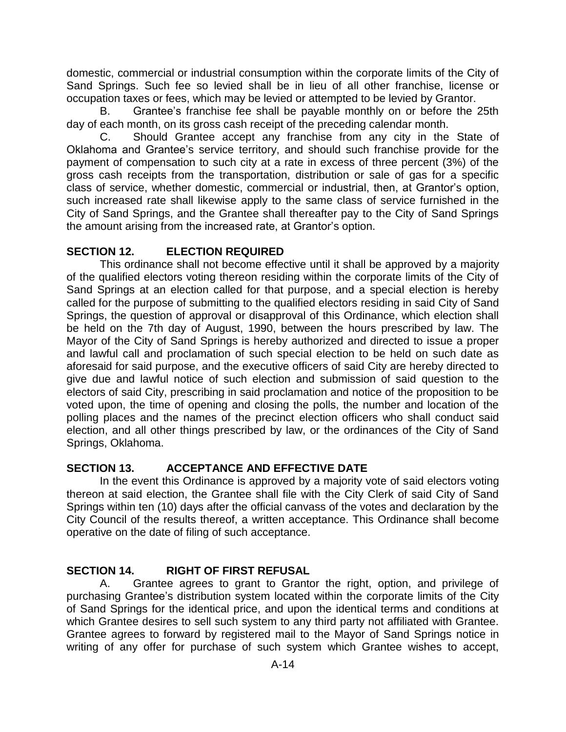domestic, commercial or industrial consumption within the corporate limits of the City of Sand Springs. Such fee so levied shall be in lieu of all other franchise, license or occupation taxes or fees, which may be levied or attempted to be levied by Grantor.

B. Grantee's franchise fee shall be payable monthly on or before the 25th day of each month, on its gross cash receipt of the preceding calendar month.

C. Should Grantee accept any franchise from any city in the State of Oklahoma and Grantee's service territory, and should such franchise provide for the payment of compensation to such city at a rate in excess of three percent (3%) of the gross cash receipts from the transportation, distribution or sale of gas for a specific class of service, whether domestic, commercial or industrial, then, at Grantor's option, such increased rate shall likewise apply to the same class of service furnished in the City of Sand Springs, and the Grantee shall thereafter pay to the City of Sand Springs the amount arising from the increased rate, at Grantor's option.

## SECTION 12. ELECTION REQUIRED

This ordinance shall not become effective until it shall be approved by a majority of the qualified electors voting thereon residing within the corporate limits of the City of Sand Springs at an election called for that purpose, and a special election is hereby called for the purpose of submitting to the qualified electors residing in said City of Sand Springs, the question of approval or disapproval of this Ordinance, which election shall be held on the 7th day of August, 1990, between the hours prescribed by law. The Mayor of the City of Sand Springs is hereby authorized and directed to issue a proper and lawful call and proclamation of such special election to be held on such date as aforesaid for said purpose, and the executive officers of said City are hereby directed to give due and lawful notice of such election and submission of said question to the electors of said City, prescribing in said proclamation and notice of the proposition to be voted upon, the time of opening and closing the polls, the number and location of the polling places and the names of the precinct election officers who shall conduct said election, and all other things prescribed by law, or the ordinances of the City of Sand Springs, Oklahoma.

## SECTION 13. ACCEPTANCE AND EFFECTIVE DATE

In the event this Ordinance is approved by a majority vote of said electors voting thereon at said election, the Grantee shall file with the City Clerk of said City of Sand Springs within ten (10) days after the official canvass of the votes and declaration by the City Council of the results thereof, a written acceptance. This Ordinance shall become operative on the date of filing of such acceptance.

## SECTION 14. RIGHT OF FIRST REFUSAL

A. Grantee agrees to grant to Grantor the right, option, and privilege of purchasing Grantee's distribution system located within the corporate limits of the City of Sand Springs for the identical price, and upon the identical terms and conditions at which Grantee desires to sell such system to any third party not affiliated with Grantee. Grantee agrees to forward by registered mail to the Mayor of Sand Springs notice in writing of any offer for purchase of such system which Grantee wishes to accept,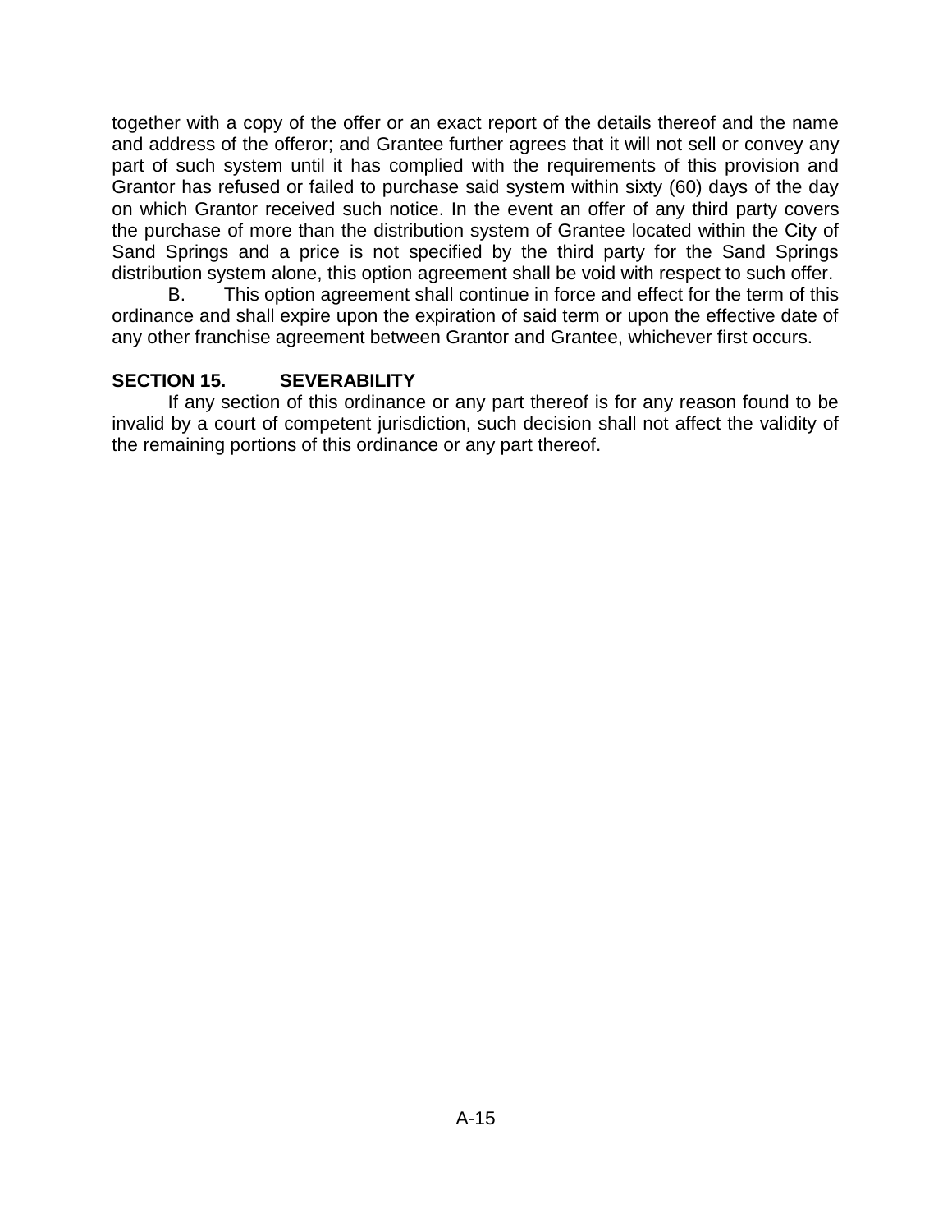together with a copy of the offer or an exact report of the details thereof and the name and address of the offeror; and Grantee further agrees that it will not sell or convey any part of such system until it has complied with the requirements of this provision and Grantor has refused or failed to purchase said system within sixty (60) days of the day on which Grantor received such notice. In the event an offer of any third party covers the purchase of more than the distribution system of Grantee located within the City of Sand Springs and a price is not specified by the third party for the Sand Springs distribution system alone, this option agreement shall be void with respect to such offer.

B. This option agreement shall continue in force and effect for the term of this ordinance and shall expire upon the expiration of said term or upon the effective date of any other franchise agreement between Grantor and Grantee, whichever first occurs.

**SECTION 15. SEVERABILITY**

If any section of this ordinance or any part thereof is for any reason found to be invalid by a court of competent jurisdiction, such decision shall not affect the validity of the remaining portions of this ordinance or any part thereof.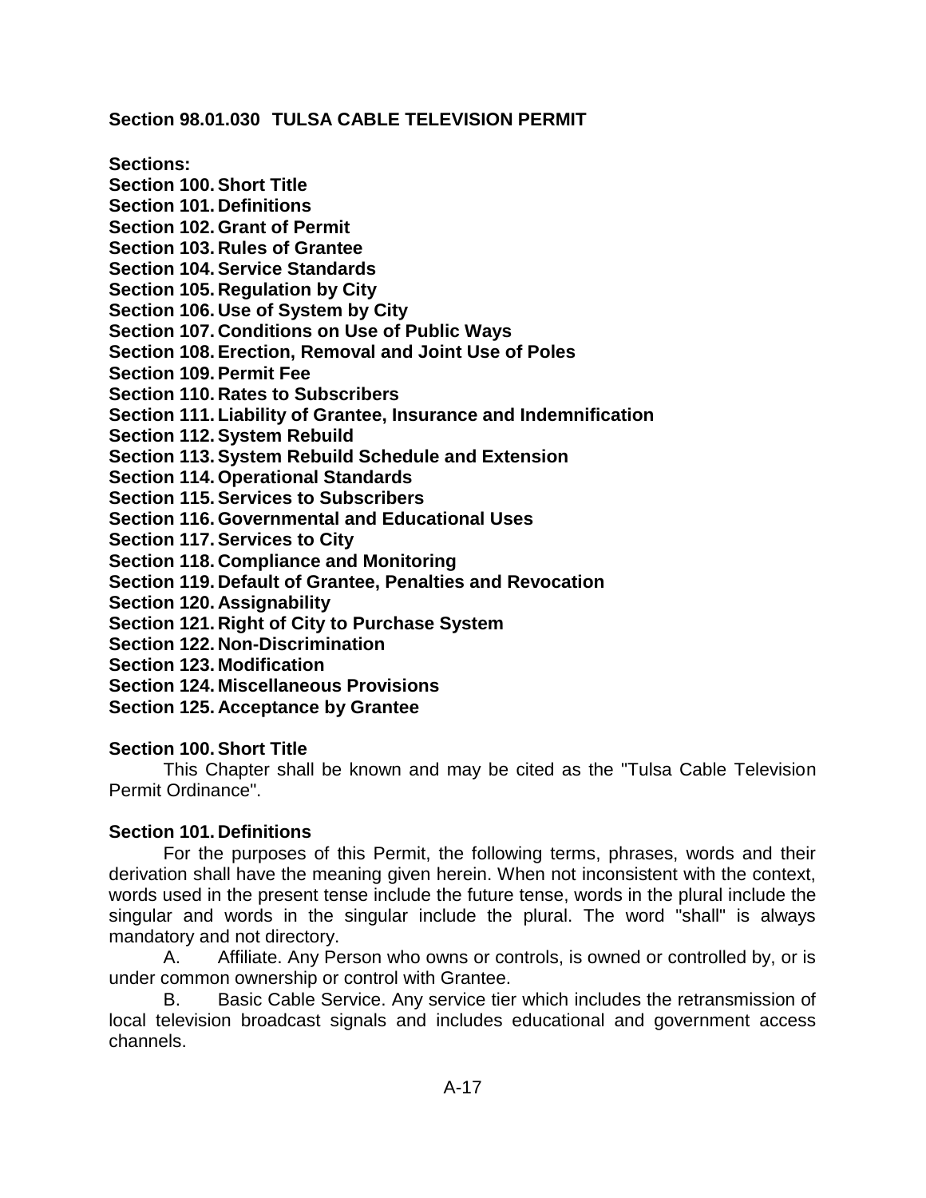## Section 98.01.030 TULSA CABLE TELEVISION PERMIT

**Sections:**

**Section 100. Short Title**
**Section 101. Definitions**
**Section 102. Grant of Permit**
**Section 103. Rules of Grantee**
**Section 104. Service Standards**
**Section 105. Regulation by City**
**Section 106. Use of System by City**
**Section 107. Conditions on Use of Public Ways**
**Section 108. Erection, Removal and Joint Use of Poles**
**Section 109. Permit Fee**
**Section 110. Rates to Subscribers**
**Section 111. Liability of Grantee, Insurance and Indemnification**
**Section 112. System Rebuild**
**Section 113. System Rebuild Schedule and Extension**
**Section 114. Operational Standards**
**Section 115. Services to Subscribers**
**Section 116. Governmental and Educational Uses**
**Section 117. Services to City**
**Section 118. Compliance and Monitoring**
**Section 119. Default of Grantee, Penalties and Revocation**
**Section 120. Assignability**
**Section 121. Right of City to Purchase System**
**Section 122. Non-Discrimination**
**Section 123. Modification**
**Section 124. Miscellaneous Provisions**
**Section 125. Acceptance by Grantee**

### Section 100. Short Title

This Chapter shall be known and may be cited as the "Tulsa Cable Television Permit Ordinance".

### Section 101. Definitions

For the purposes of this Permit, the following terms, phrases, words and their derivation shall have the meaning given herein. When not inconsistent with the context, words used in the present tense include the future tense, words in the plural include the singular and words in the singular include the plural. The word "shall" is always mandatory and not directory.

A. Affiliate. Any Person who owns or controls, is owned or controlled by, or is under common ownership or control with Grantee.

B. Basic Cable Service. Any service tier which includes the retransmission of local television broadcast signals and includes educational and government access channels.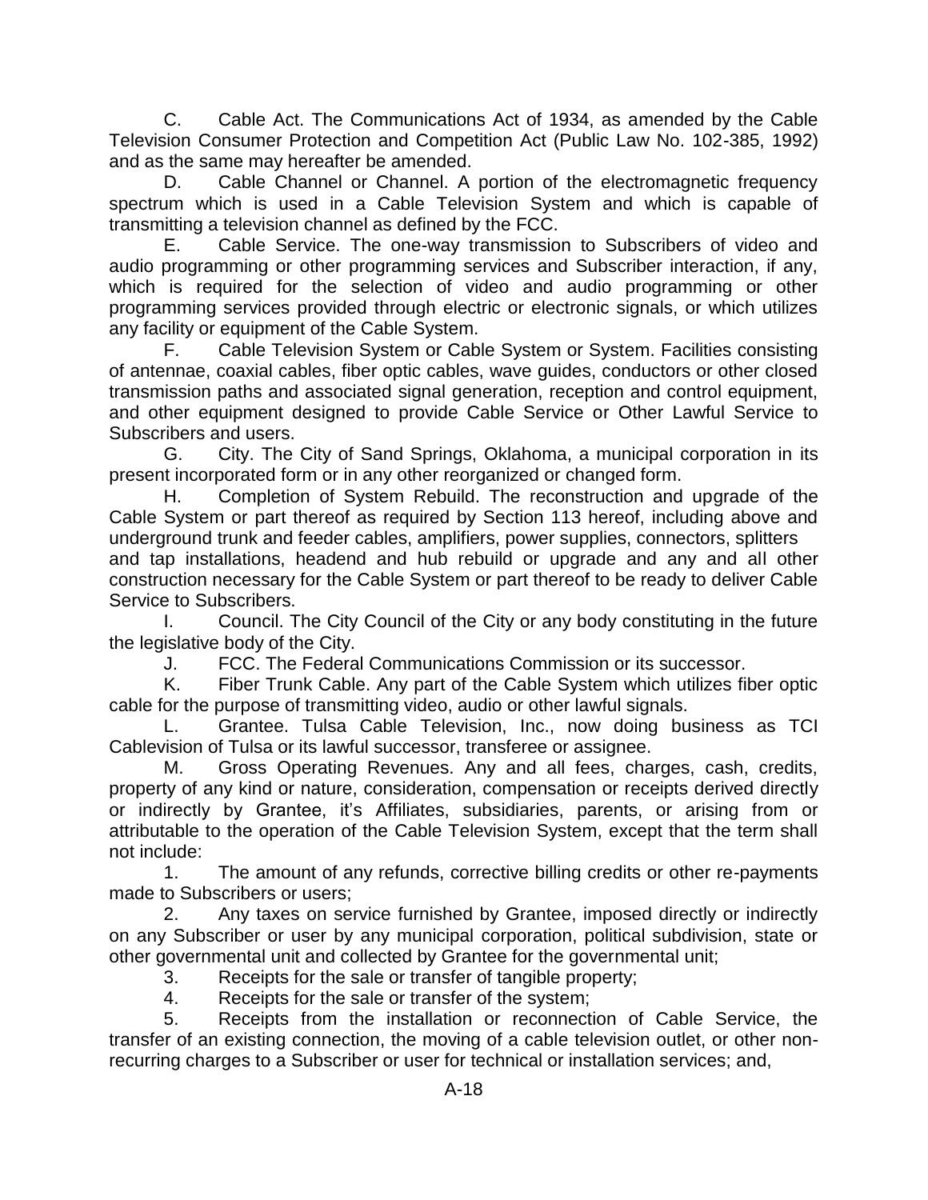C. Cable Act. The Communications Act of 1934, as amended by the Cable Television Consumer Protection and Competition Act (Public Law No. 102-385, 1992) and as the same may hereafter be amended.

D. Cable Channel or Channel. A portion of the electromagnetic frequency spectrum which is used in a Cable Television System and which is capable of transmitting a television channel as defined by the FCC.

E. Cable Service. The one-way transmission to Subscribers of video and audio programming or other programming services and Subscriber interaction, if any, which is required for the selection of video and audio programming or other programming services provided through electric or electronic signals, or which utilizes any facility or equipment of the Cable System.

F. Cable Television System or Cable System or System. Facilities consisting of antennae, coaxial cables, fiber optic cables, wave guides, conductors or other closed transmission paths and associated signal generation, reception and control equipment, and other equipment designed to provide Cable Service or Other Lawful Service to Subscribers and users.

G. City. The City of Sand Springs, Oklahoma, a municipal corporation in its present incorporated form or in any other reorganized or changed form.

H. Completion of System Rebuild. The reconstruction and upgrade of the Cable System or part thereof as required by Section 113 hereof, including above and underground trunk and feeder cables, amplifiers, power supplies, connectors, splitters and tap installations, headend and hub rebuild or upgrade and any and all other construction necessary for the Cable System or part thereof to be ready to deliver Cable Service to Subscribers.

I. Council. The City Council of the City or any body constituting in the future the legislative body of the City.

J. FCC. The Federal Communications Commission or its successor.

K. Fiber Trunk Cable. Any part of the Cable System which utilizes fiber optic cable for the purpose of transmitting video, audio or other lawful signals.

L. Grantee. Tulsa Cable Television, Inc., now doing business as TCI Cablevision of Tulsa or its lawful successor, transferee or assignee.

M. Gross Operating Revenues. Any and all fees, charges, cash, credits, property of any kind or nature, consideration, compensation or receipts derived directly or indirectly by Grantee, it's Affiliates, subsidiaries, parents, or arising from or attributable to the operation of the Cable Television System, except that the term shall not include:

1. The amount of any refunds, corrective billing credits or other re-payments made to Subscribers or users;
2. Any taxes on service furnished by Grantee, imposed directly or indirectly on any Subscriber or user by any municipal corporation, political subdivision, state or other governmental unit and collected by Grantee for the governmental unit;
3. Receipts for the sale or transfer of tangible property;
4. Receipts for the sale or transfer of the system;
5. Receipts from the installation or reconnection of Cable Service, the transfer of an existing connection, the moving of a cable television outlet, or other non-recurring charges to a Subscriber or user for technical or installation services; and,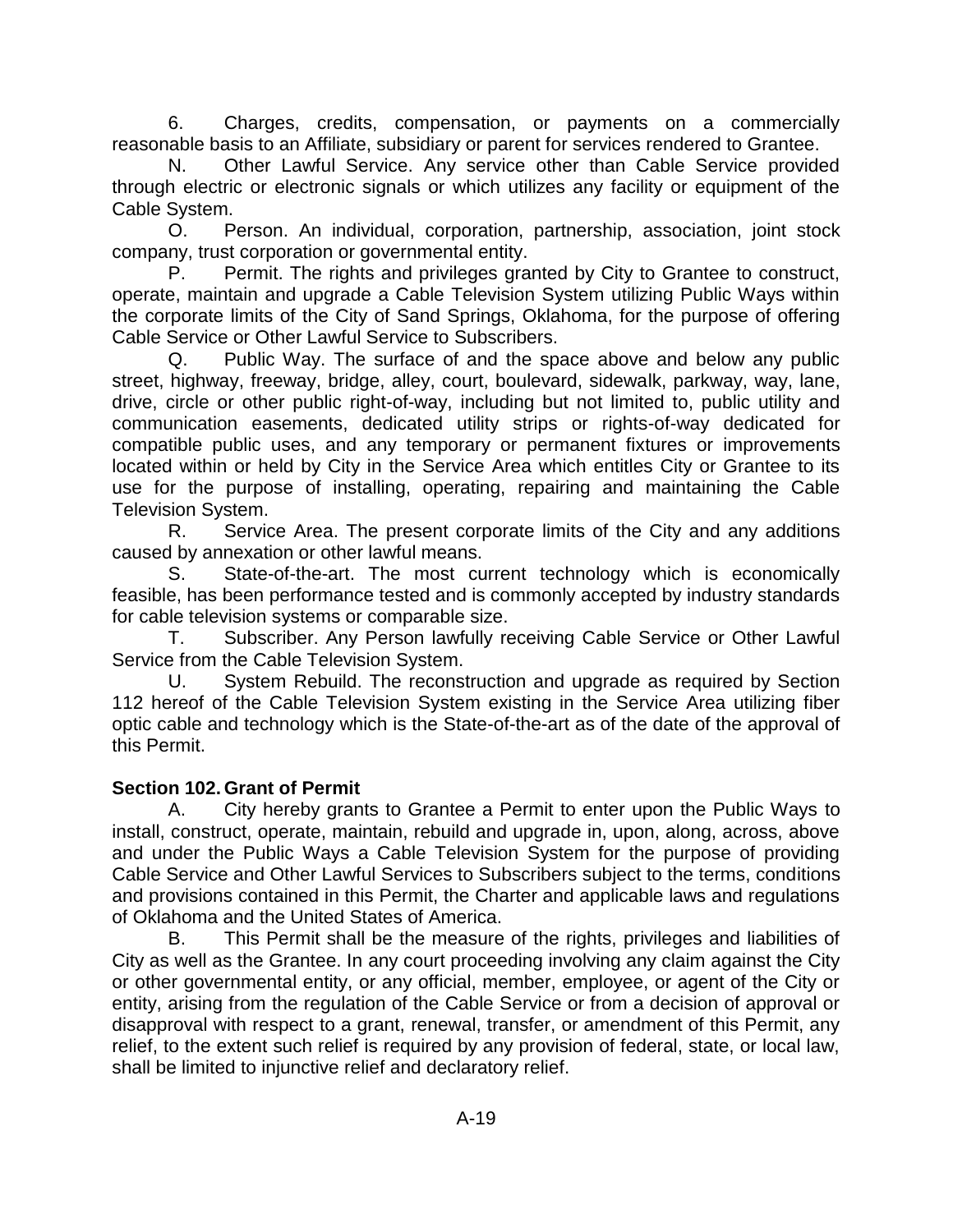6. Charges, credits, compensation, or payments on a commercially reasonable basis to an Affiliate, subsidiary or parent for services rendered to Grantee.

N. Other Lawful Service. Any service other than Cable Service provided through electric or electronic signals or which utilizes any facility or equipment of the Cable System.

O. Person. An individual, corporation, partnership, association, joint stock company, trust corporation or governmental entity.

P. Permit. The rights and privileges granted by City to Grantee to construct, operate, maintain and upgrade a Cable Television System utilizing Public Ways within the corporate limits of the City of Sand Springs, Oklahoma, for the purpose of offering Cable Service or Other Lawful Service to Subscribers.

Q. Public Way. The surface of and the space above and below any public street, highway, freeway, bridge, alley, court, boulevard, sidewalk, parkway, way, lane, drive, circle or other public right-of-way, including but not limited to, public utility and communication easements, dedicated utility strips or rights-of-way dedicated for compatible public uses, and any temporary or permanent fixtures or improvements located within or held by City in the Service Area which entitles City or Grantee to its use for the purpose of installing, operating, repairing and maintaining the Cable Television System.

R. Service Area. The present corporate limits of the City and any additions caused by annexation or other lawful means.

S. State-of-the-art. The most current technology which is economically feasible, has been performance tested and is commonly accepted by industry standards for cable television systems or comparable size.

T. Subscriber. Any Person lawfully receiving Cable Service or Other Lawful Service from the Cable Television System.

U. System Rebuild. The reconstruction and upgrade as required by Section 112 hereof of the Cable Television System existing in the Service Area utilizing fiber optic cable and technology which is the State-of-the-art as of the date of the approval of this Permit.

**Section 102. Grant of Permit**

A. City hereby grants to Grantee a Permit to enter upon the Public Ways to install, construct, operate, maintain, rebuild and upgrade in, upon, along, across, above and under the Public Ways a Cable Television System for the purpose of providing Cable Service and Other Lawful Services to Subscribers subject to the terms, conditions and provisions contained in this Permit, the Charter and applicable laws and regulations of Oklahoma and the United States of America.

B. This Permit shall be the measure of the rights, privileges and liabilities of City as well as the Grantee. In any court proceeding involving any claim against the City or other governmental entity, or any official, member, employee, or agent of the City or entity, arising from the regulation of the Cable Service or from a decision of approval or disapproval with respect to a grant, renewal, transfer, or amendment of this Permit, any relief, to the extent such relief is required by any provision of federal, state, or local law, shall be limited to injunctive relief and declaratory relief.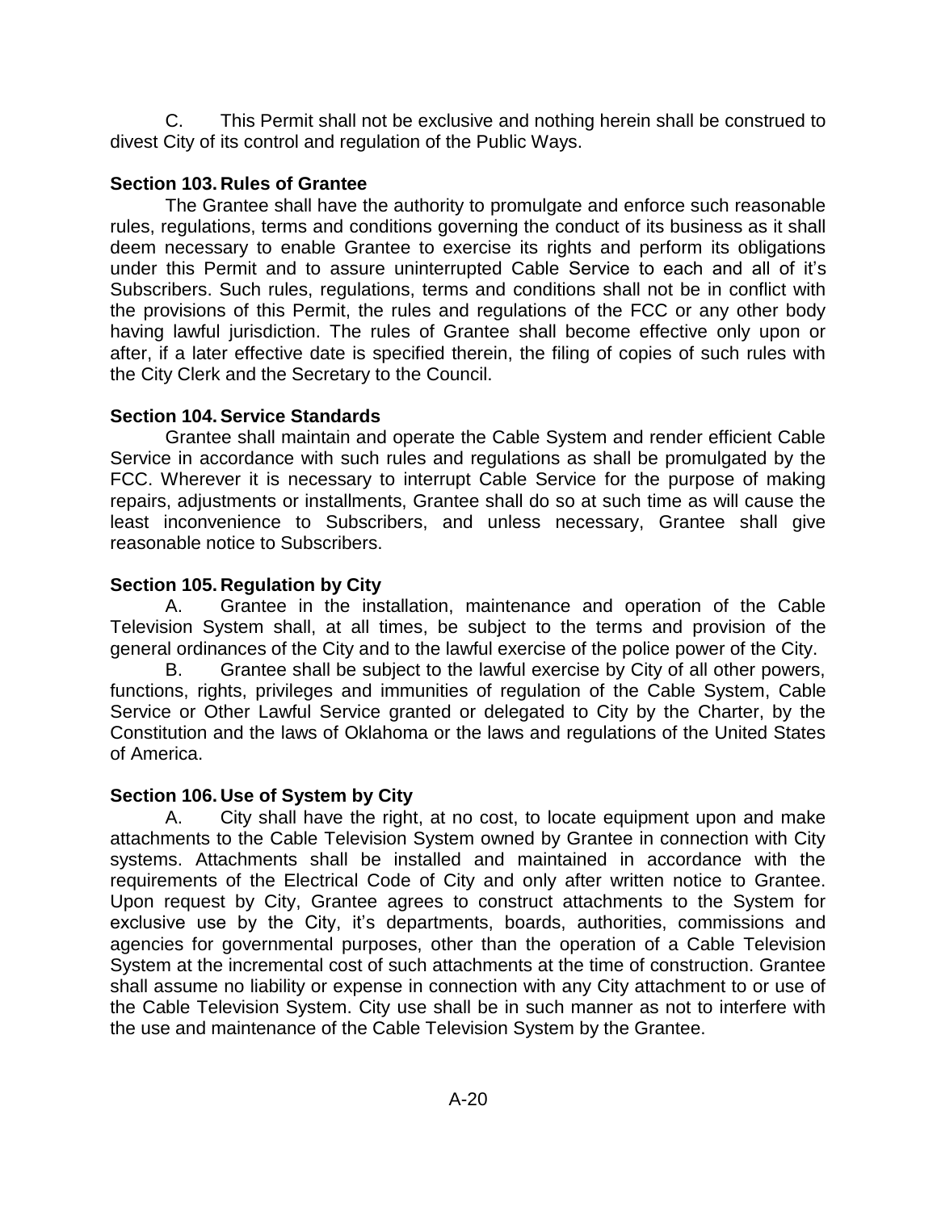C. This Permit shall not be exclusive and nothing herein shall be construed to divest City of its control and regulation of the Public Ways.

**Section 103. Rules of Grantee**

The Grantee shall have the authority to promulgate and enforce such reasonable rules, regulations, terms and conditions governing the conduct of its business as it shall deem necessary to enable Grantee to exercise its rights and perform its obligations under this Permit and to assure uninterrupted Cable Service to each and all of it's Subscribers. Such rules, regulations, terms and conditions shall not be in conflict with the provisions of this Permit, the rules and regulations of the FCC or any other body having lawful jurisdiction. The rules of Grantee shall become effective only upon or after, if a later effective date is specified therein, the filing of copies of such rules with the City Clerk and the Secretary to the Council.

**Section 104. Service Standards**

Grantee shall maintain and operate the Cable System and render efficient Cable Service in accordance with such rules and regulations as shall be promulgated by the FCC. Wherever it is necessary to interrupt Cable Service for the purpose of making repairs, adjustments or installments, Grantee shall do so at such time as will cause the least inconvenience to Subscribers, and unless necessary, Grantee shall give reasonable notice to Subscribers.

**Section 105. Regulation by City**

A. Grantee in the installation, maintenance and operation of the Cable Television System shall, at all times, be subject to the terms and provision of the general ordinances of the City and to the lawful exercise of the police power of the City.

B. Grantee shall be subject to the lawful exercise by City of all other powers, functions, rights, privileges and immunities of regulation of the Cable System, Cable Service or Other Lawful Service granted or delegated to City by the Charter, by the Constitution and the laws of Oklahoma or the laws and regulations of the United States of America.

**Section 106. Use of System by City**

A. City shall have the right, at no cost, to locate equipment upon and make attachments to the Cable Television System owned by Grantee in connection with City systems. Attachments shall be installed and maintained in accordance with the requirements of the Electrical Code of City and only after written notice to Grantee. Upon request by City, Grantee agrees to construct attachments to the System for exclusive use by the City, it's departments, boards, authorities, commissions and agencies for governmental purposes, other than the operation of a Cable Television System at the incremental cost of such attachments at the time of construction. Grantee shall assume no liability or expense in connection with any City attachment to or use of the Cable Television System. City use shall be in such manner as not to interfere with the use and maintenance of the Cable Television System by the Grantee.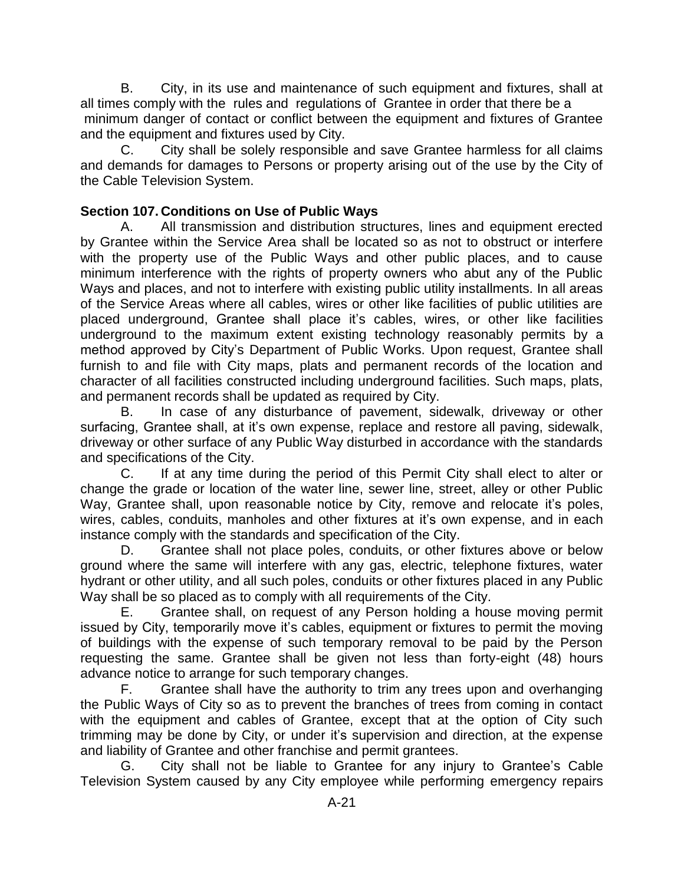B. City, in its use and maintenance of such equipment and fixtures, shall at all times comply with the rules and regulations of Grantee in order that there be a minimum danger of contact or conflict between the equipment and fixtures of Grantee and the equipment and fixtures used by City.

C. City shall be solely responsible and save Grantee harmless for all claims and demands for damages to Persons or property arising out of the use by the City of the Cable Television System.

**Section 107. Conditions on Use of Public Ways**

A. All transmission and distribution structures, lines and equipment erected by Grantee within the Service Area shall be located so as not to obstruct or interfere with the property use of the Public Ways and other public places, and to cause minimum interference with the rights of property owners who abut any of the Public Ways and places, and not to interfere with existing public utility installments. In all areas of the Service Areas where all cables, wires or other like facilities of public utilities are placed underground, Grantee shall place it's cables, wires, or other like facilities underground to the maximum extent existing technology reasonably permits by a method approved by City's Department of Public Works. Upon request, Grantee shall furnish to and file with City maps, plats and permanent records of the location and character of all facilities constructed including underground facilities. Such maps, plats, and permanent records shall be updated as required by City.

B. In case of any disturbance of pavement, sidewalk, driveway or other surfacing, Grantee shall, at it's own expense, replace and restore all paving, sidewalk, driveway or other surface of any Public Way disturbed in accordance with the standards and specifications of the City.

C. If at any time during the period of this Permit City shall elect to alter or change the grade or location of the water line, sewer line, street, alley or other Public Way, Grantee shall, upon reasonable notice by City, remove and relocate it's poles, wires, cables, conduits, manholes and other fixtures at it's own expense, and in each instance comply with the standards and specification of the City.

D. Grantee shall not place poles, conduits, or other fixtures above or below ground where the same will interfere with any gas, electric, telephone fixtures, water hydrant or other utility, and all such poles, conduits or other fixtures placed in any Public Way shall be so placed as to comply with all requirements of the City.

E. Grantee shall, on request of any Person holding a house moving permit issued by City, temporarily move it's cables, equipment or fixtures to permit the moving of buildings with the expense of such temporary removal to be paid by the Person requesting the same. Grantee shall be given not less than forty-eight (48) hours advance notice to arrange for such temporary changes.

F. Grantee shall have the authority to trim any trees upon and overhanging the Public Ways of City so as to prevent the branches of trees from coming in contact with the equipment and cables of Grantee, except that at the option of City such trimming may be done by City, or under it's supervision and direction, at the expense and liability of Grantee and other franchise and permit grantees.

G. City shall not be liable to Grantee for any injury to Grantee's Cable Television System caused by any City employee while performing emergency repairs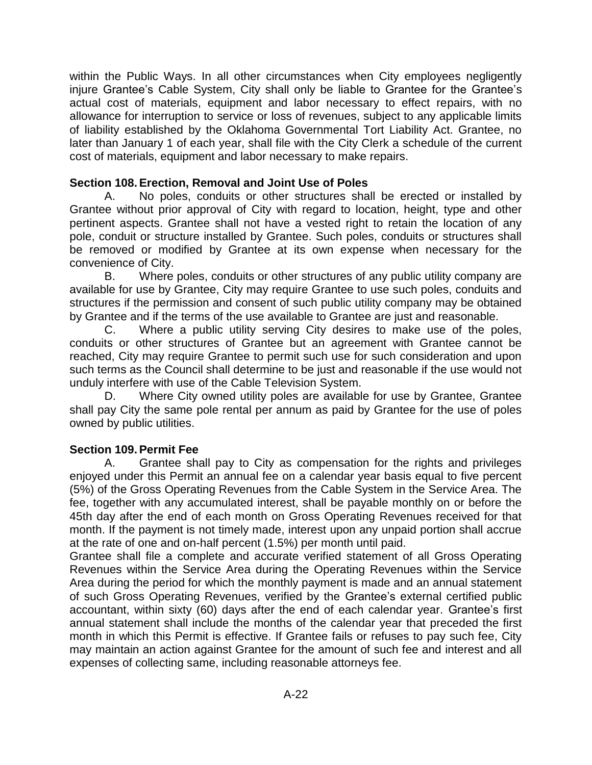within the Public Ways. In all other circumstances when City employees negligently injure Grantee's Cable System, City shall only be liable to Grantee for the Grantee's actual cost of materials, equipment and labor necessary to effect repairs, with no allowance for interruption to service or loss of revenues, subject to any applicable limits of liability established by the Oklahoma Governmental Tort Liability Act. Grantee, no later than January 1 of each year, shall file with the City Clerk a schedule of the current cost of materials, equipment and labor necessary to make repairs.

**Section 108. Erection, Removal and Joint Use of Poles**

A. No poles, conduits or other structures shall be erected or installed by Grantee without prior approval of City with regard to location, height, type and other pertinent aspects. Grantee shall not have a vested right to retain the location of any pole, conduit or structure installed by Grantee. Such poles, conduits or structures shall be removed or modified by Grantee at its own expense when necessary for the convenience of City.

B. Where poles, conduits or other structures of any public utility company are available for use by Grantee, City may require Grantee to use such poles, conduits and structures if the permission and consent of such public utility company may be obtained by Grantee and if the terms of the use available to Grantee are just and reasonable.

C. Where a public utility serving City desires to make use of the poles, conduits or other structures of Grantee but an agreement with Grantee cannot be reached, City may require Grantee to permit such use for such consideration and upon such terms as the Council shall determine to be just and reasonable if the use would not unduly interfere with use of the Cable Television System.

D. Where City owned utility poles are available for use by Grantee, Grantee shall pay City the same pole rental per annum as paid by Grantee for the use of poles owned by public utilities.

**Section 109. Permit Fee**

A. Grantee shall pay to City as compensation for the rights and privileges enjoyed under this Permit an annual fee on a calendar year basis equal to five percent (5%) of the Gross Operating Revenues from the Cable System in the Service Area. The fee, together with any accumulated interest, shall be payable monthly on or before the 45th day after the end of each month on Gross Operating Revenues received for that month. If the payment is not timely made, interest upon any unpaid portion shall accrue at the rate of one and on-half percent (1.5%) per month until paid.

Grantee shall file a complete and accurate verified statement of all Gross Operating Revenues within the Service Area during the Operating Revenues within the Service Area during the period for which the monthly payment is made and an annual statement of such Gross Operating Revenues, verified by the Grantee's external certified public accountant, within sixty (60) days after the end of each calendar year. Grantee's first annual statement shall include the months of the calendar year that preceded the first month in which this Permit is effective. If Grantee fails or refuses to pay such fee, City may maintain an action against Grantee for the amount of such fee and interest and all expenses of collecting same, including reasonable attorneys fee.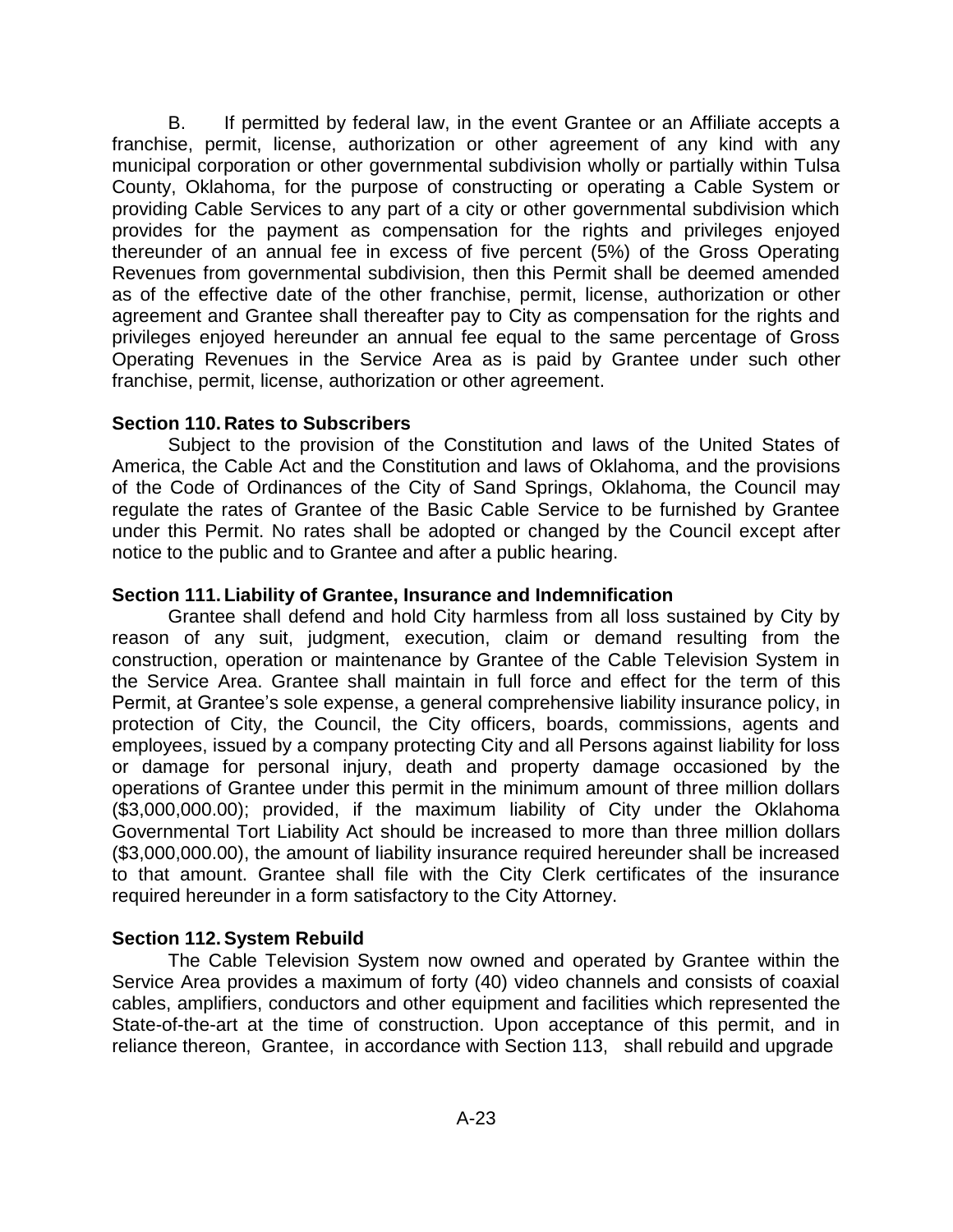B. If permitted by federal law, in the event Grantee or an Affiliate accepts a franchise, permit, license, authorization or other agreement of any kind with any municipal corporation or other governmental subdivision wholly or partially within Tulsa County, Oklahoma, for the purpose of constructing or operating a Cable System or providing Cable Services to any part of a city or other governmental subdivision which provides for the payment as compensation for the rights and privileges enjoyed thereunder of an annual fee in excess of five percent (5%) of the Gross Operating Revenues from governmental subdivision, then this Permit shall be deemed amended as of the effective date of the other franchise, permit, license, authorization or other agreement and Grantee shall thereafter pay to City as compensation for the rights and privileges enjoyed hereunder an annual fee equal to the same percentage of Gross Operating Revenues in the Service Area as is paid by Grantee under such other franchise, permit, license, authorization or other agreement.

**Section 110. Rates to Subscribers**

Subject to the provision of the Constitution and laws of the United States of America, the Cable Act and the Constitution and laws of Oklahoma, and the provisions of the Code of Ordinances of the City of Sand Springs, Oklahoma, the Council may regulate the rates of Grantee of the Basic Cable Service to be furnished by Grantee under this Permit. No rates shall be adopted or changed by the Council except after notice to the public and to Grantee and after a public hearing.

**Section 111. Liability of Grantee, Insurance and Indemnification**

Grantee shall defend and hold City harmless from all loss sustained by City by reason of any suit, judgment, execution, claim or demand resulting from the construction, operation or maintenance by Grantee of the Cable Television System in the Service Area. Grantee shall maintain in full force and effect for the term of this Permit, at Grantee's sole expense, a general comprehensive liability insurance policy, in protection of City, the Council, the City officers, boards, commissions, agents and employees, issued by a company protecting City and all Persons against liability for loss or damage for personal injury, death and property damage occasioned by the operations of Grantee under this permit in the minimum amount of three million dollars ($3,000,000.00); provided, if the maximum liability of City under the Oklahoma Governmental Tort Liability Act should be increased to more than three million dollars ($3,000,000.00), the amount of liability insurance required hereunder shall be increased to that amount. Grantee shall file with the City Clerk certificates of the insurance required hereunder in a form satisfactory to the City Attorney.

**Section 112. System Rebuild**

The Cable Television System now owned and operated by Grantee within the Service Area provides a maximum of forty (40) video channels and consists of coaxial cables, amplifiers, conductors and other equipment and facilities which represented the State-of-the-art at the time of construction. Upon acceptance of this permit, and in reliance thereon, Grantee, in accordance with Section 113, shall rebuild and upgrade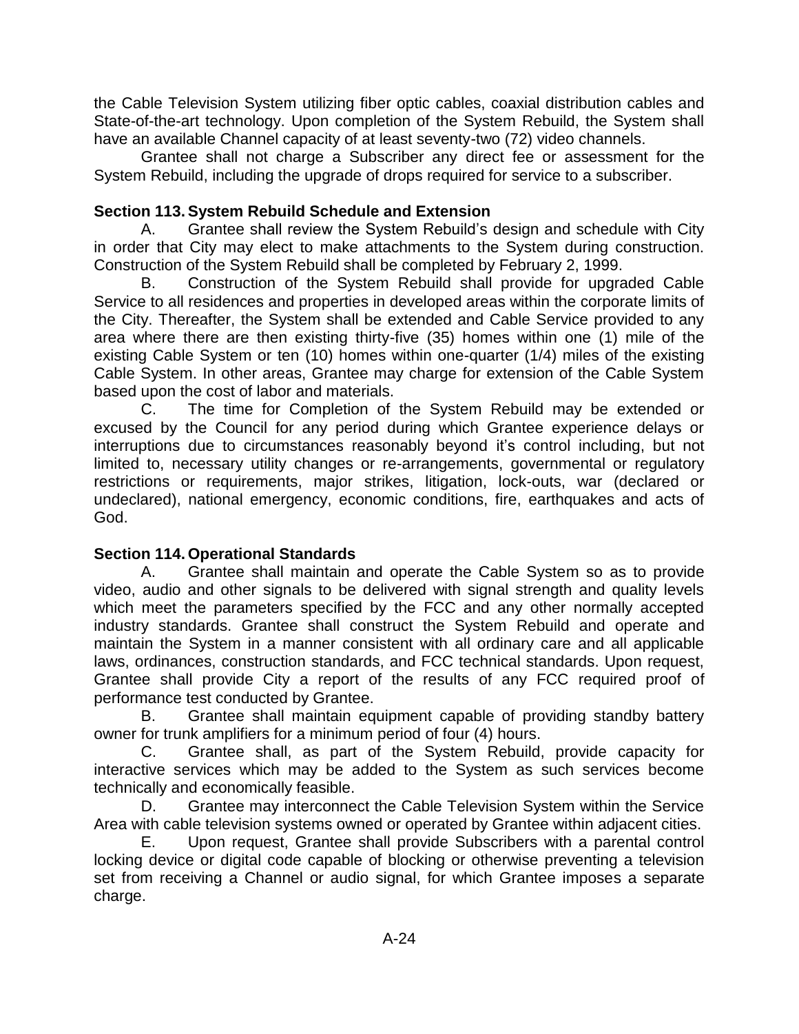the Cable Television System utilizing fiber optic cables, coaxial distribution cables and State-of-the-art technology. Upon completion of the System Rebuild, the System shall have an available Channel capacity of at least seventy-two (72) video channels.

Grantee shall not charge a Subscriber any direct fee or assessment for the System Rebuild, including the upgrade of drops required for service to a subscriber.

**Section 113. System Rebuild Schedule and Extension**

A. Grantee shall review the System Rebuild's design and schedule with City in order that City may elect to make attachments to the System during construction. Construction of the System Rebuild shall be completed by February 2, 1999.

B. Construction of the System Rebuild shall provide for upgraded Cable Service to all residences and properties in developed areas within the corporate limits of the City. Thereafter, the System shall be extended and Cable Service provided to any area where there are then existing thirty-five (35) homes within one (1) mile of the existing Cable System or ten (10) homes within one-quarter (1/4) miles of the existing Cable System. In other areas, Grantee may charge for extension of the Cable System based upon the cost of labor and materials.

C. The time for Completion of the System Rebuild may be extended or excused by the Council for any period during which Grantee experience delays or interruptions due to circumstances reasonably beyond it's control including, but not limited to, necessary utility changes or re-arrangements, governmental or regulatory restrictions or requirements, major strikes, litigation, lock-outs, war (declared or undeclared), national emergency, economic conditions, fire, earthquakes and acts of God.

**Section 114. Operational Standards**

A. Grantee shall maintain and operate the Cable System so as to provide video, audio and other signals to be delivered with signal strength and quality levels which meet the parameters specified by the FCC and any other normally accepted industry standards. Grantee shall construct the System Rebuild and operate and maintain the System in a manner consistent with all ordinary care and all applicable laws, ordinances, construction standards, and FCC technical standards. Upon request, Grantee shall provide City a report of the results of any FCC required proof of performance test conducted by Grantee.

B. Grantee shall maintain equipment capable of providing standby battery owner for trunk amplifiers for a minimum period of four (4) hours.

C. Grantee shall, as part of the System Rebuild, provide capacity for interactive services which may be added to the System as such services become technically and economically feasible.

D. Grantee may interconnect the Cable Television System within the Service Area with cable television systems owned or operated by Grantee within adjacent cities.

E. Upon request, Grantee shall provide Subscribers with a parental control locking device or digital code capable of blocking or otherwise preventing a television set from receiving a Channel or audio signal, for which Grantee imposes a separate charge.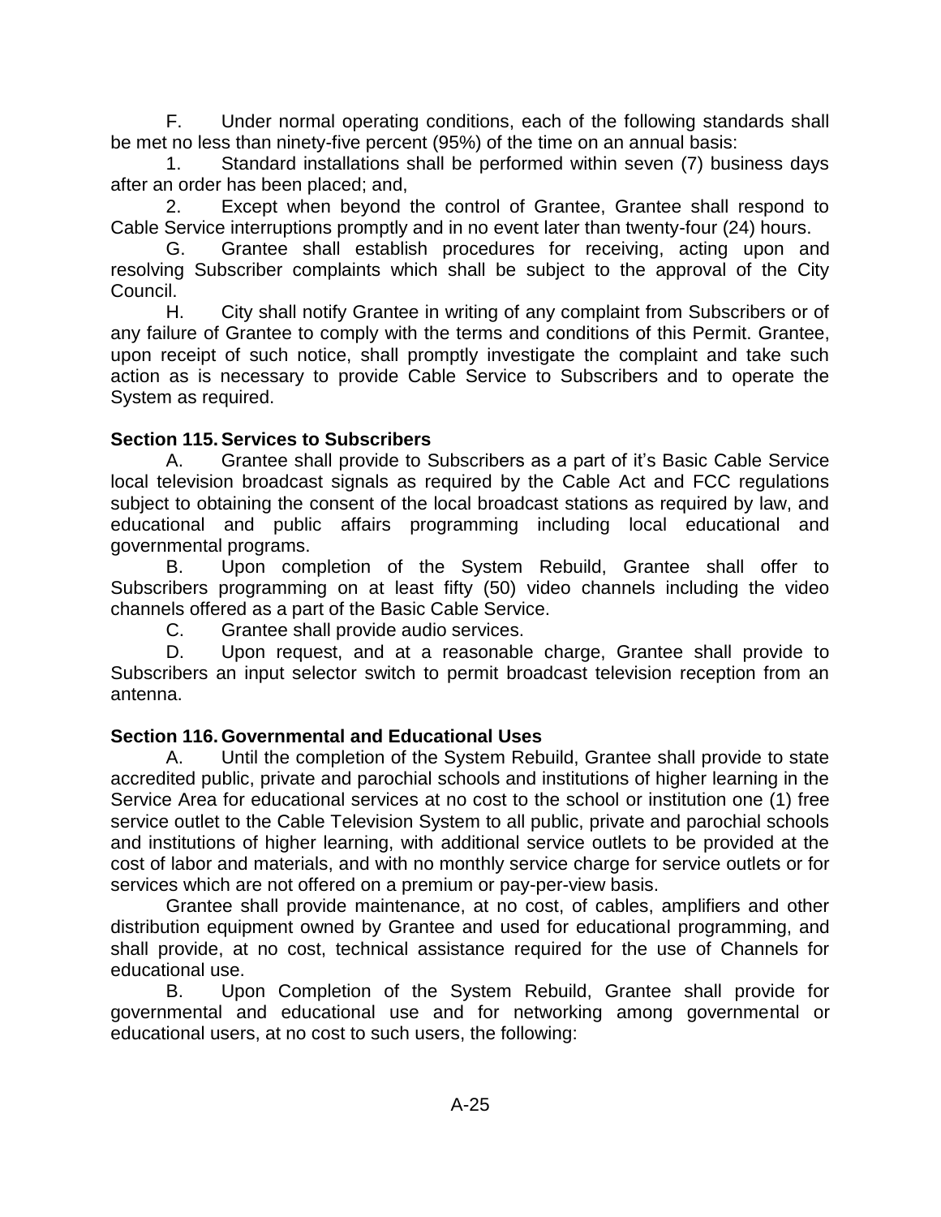F. Under normal operating conditions, each of the following standards shall be met no less than ninety-five percent (95%) of the time on an annual basis:

1. Standard installations shall be performed within seven (7) business days after an order has been placed; and,

2. Except when beyond the control of Grantee, Grantee shall respond to Cable Service interruptions promptly and in no event later than twenty-four (24) hours.

G. Grantee shall establish procedures for receiving, acting upon and resolving Subscriber complaints which shall be subject to the approval of the City Council.

H. City shall notify Grantee in writing of any complaint from Subscribers or of any failure of Grantee to comply with the terms and conditions of this Permit. Grantee, upon receipt of such notice, shall promptly investigate the complaint and take such action as is necessary to provide Cable Service to Subscribers and to operate the System as required.

**Section 115. Services to Subscribers**

A. Grantee shall provide to Subscribers as a part of it's Basic Cable Service local television broadcast signals as required by the Cable Act and FCC regulations subject to obtaining the consent of the local broadcast stations as required by law, and educational and public affairs programming including local educational and governmental programs.

B. Upon completion of the System Rebuild, Grantee shall offer to Subscribers programming on at least fifty (50) video channels including the video channels offered as a part of the Basic Cable Service.

C. Grantee shall provide audio services.

D. Upon request, and at a reasonable charge, Grantee shall provide to Subscribers an input selector switch to permit broadcast television reception from an antenna.

**Section 116. Governmental and Educational Uses**

A. Until the completion of the System Rebuild, Grantee shall provide to state accredited public, private and parochial schools and institutions of higher learning in the Service Area for educational services at no cost to the school or institution one (1) free service outlet to the Cable Television System to all public, private and parochial schools and institutions of higher learning, with additional service outlets to be provided at the cost of labor and materials, and with no monthly service charge for service outlets or for services which are not offered on a premium or pay-per-view basis.

Grantee shall provide maintenance, at no cost, of cables, amplifiers and other distribution equipment owned by Grantee and used for educational programming, and shall provide, at no cost, technical assistance required for the use of Channels for educational use.

B. Upon Completion of the System Rebuild, Grantee shall provide for governmental and educational use and for networking among governmental or educational users, at no cost to such users, the following: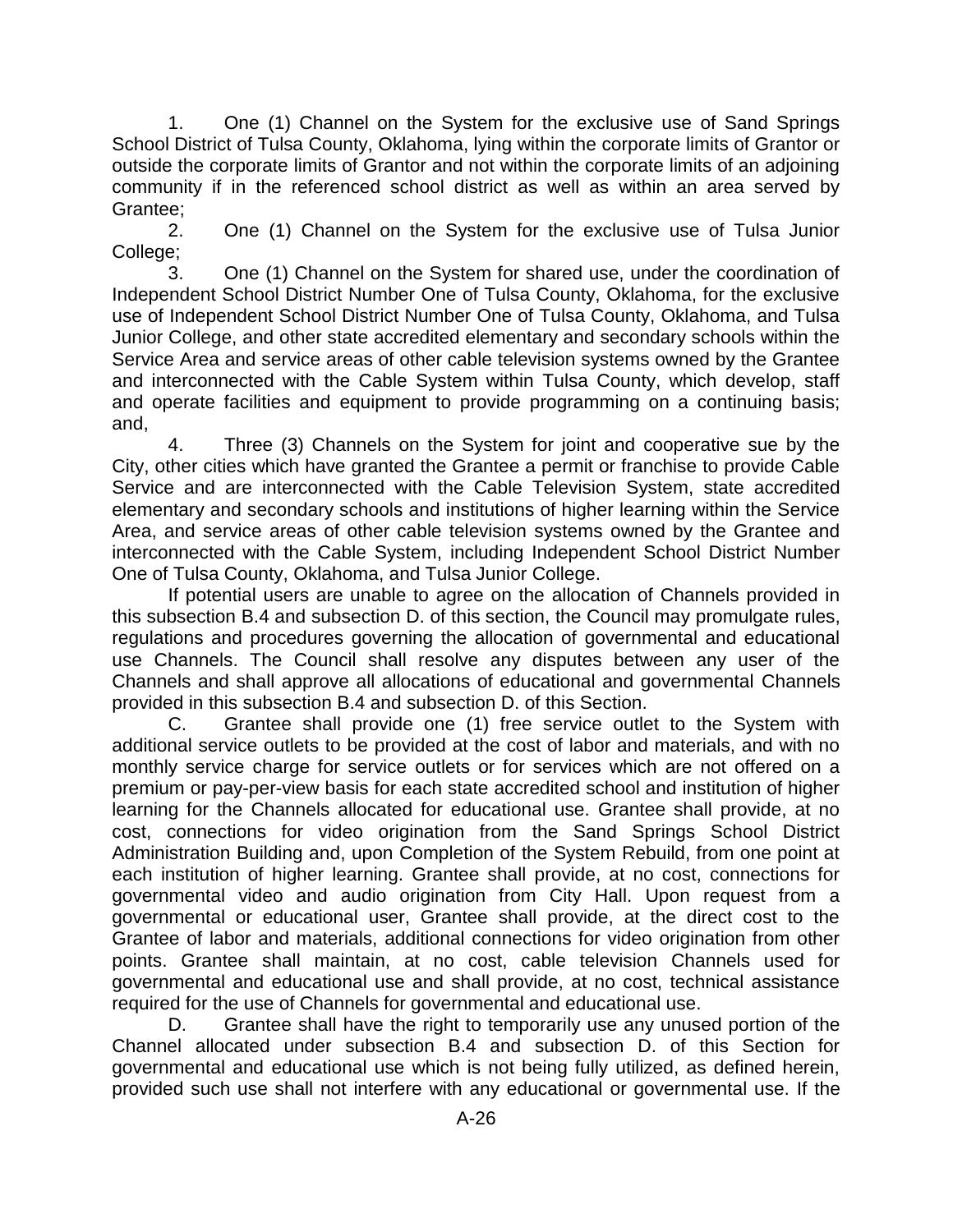1. One (1) Channel on the System for the exclusive use of Sand Springs School District of Tulsa County, Oklahoma, lying within the corporate limits of Grantor or outside the corporate limits of Grantor and not within the corporate limits of an adjoining community if in the referenced school district as well as within an area served by Grantee;

2. One (1) Channel on the System for the exclusive use of Tulsa Junior College;

3. One (1) Channel on the System for shared use, under the coordination of Independent School District Number One of Tulsa County, Oklahoma, for the exclusive use of Independent School District Number One of Tulsa County, Oklahoma, and Tulsa Junior College, and other state accredited elementary and secondary schools within the Service Area and service areas of other cable television systems owned by the Grantee and interconnected with the Cable System within Tulsa County, which develop, staff and operate facilities and equipment to provide programming on a continuing basis; and,

4. Three (3) Channels on the System for joint and cooperative sue by the City, other cities which have granted the Grantee a permit or franchise to provide Cable Service and are interconnected with the Cable Television System, state accredited elementary and secondary schools and institutions of higher learning within the Service Area, and service areas of other cable television systems owned by the Grantee and interconnected with the Cable System, including Independent School District Number One of Tulsa County, Oklahoma, and Tulsa Junior College.

If potential users are unable to agree on the allocation of Channels provided in this subsection B.4 and subsection D. of this section, the Council may promulgate rules, regulations and procedures governing the allocation of governmental and educational use Channels. The Council shall resolve any disputes between any user of the Channels and shall approve all allocations of educational and governmental Channels provided in this subsection B.4 and subsection D. of this Section.

C. Grantee shall provide one (1) free service outlet to the System with additional service outlets to be provided at the cost of labor and materials, and with no monthly service charge for service outlets or for services which are not offered on a premium or pay-per-view basis for each state accredited school and institution of higher learning for the Channels allocated for educational use. Grantee shall provide, at no cost, connections for video origination from the Sand Springs School District Administration Building and, upon Completion of the System Rebuild, from one point at each institution of higher learning. Grantee shall provide, at no cost, connections for governmental video and audio origination from City Hall. Upon request from a governmental or educational user, Grantee shall provide, at the direct cost to the Grantee of labor and materials, additional connections for video origination from other points. Grantee shall maintain, at no cost, cable television Channels used for governmental and educational use and shall provide, at no cost, technical assistance required for the use of Channels for governmental and educational use.

D. Grantee shall have the right to temporarily use any unused portion of the Channel allocated under subsection B.4 and subsection D. of this Section for governmental and educational use which is not being fully utilized, as defined herein, provided such use shall not interfere with any educational or governmental use. If the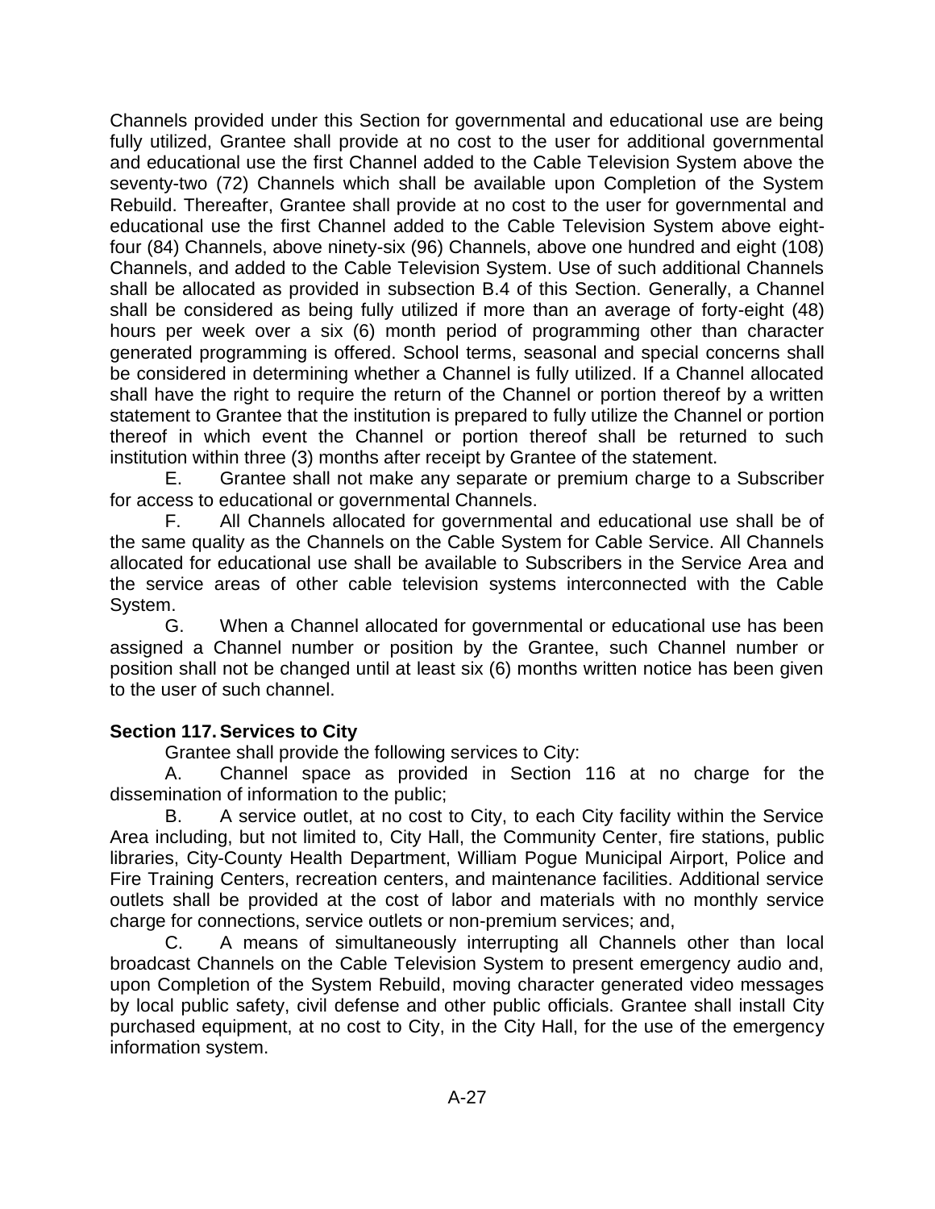Channels provided under this Section for governmental and educational use are being fully utilized, Grantee shall provide at no cost to the user for additional governmental and educational use the first Channel added to the Cable Television System above the seventy-two (72) Channels which shall be available upon Completion of the System Rebuild. Thereafter, Grantee shall provide at no cost to the user for governmental and educational use the first Channel added to the Cable Television System above eighty-four (84) Channels, above ninety-six (96) Channels, above one hundred and eight (108) Channels, and added to the Cable Television System. Use of such additional Channels shall be allocated as provided in subsection B.4 of this Section. Generally, a Channel shall be considered as being fully utilized if more than an average of forty-eight (48) hours per week over a six (6) month period of programming other than character generated programming is offered. School terms, seasonal and special concerns shall be considered in determining whether a Channel is fully utilized. If a Channel allocated shall have the right to require the return of the Channel or portion thereof by a written statement to Grantee that the institution is prepared to fully utilize the Channel or portion thereof in which event the Channel or portion thereof shall be returned to such institution within three (3) months after receipt by Grantee of the statement.

E. Grantee shall not make any separate or premium charge to a Subscriber for access to educational or governmental Channels.

F. All Channels allocated for governmental and educational use shall be of the same quality as the Channels on the Cable System for Cable Service. All Channels allocated for educational use shall be available to Subscribers in the Service Area and the service areas of other cable television systems interconnected with the Cable System.

G. When a Channel allocated for governmental or educational use has been assigned a Channel number or position by the Grantee, such Channel number or position shall not be changed until at least six (6) months written notice has been given to the user of such channel.

**Section 117. Services to City**

Grantee shall provide the following services to City:

A. Channel space as provided in Section 116 at no charge for the dissemination of information to the public;

B. A service outlet, at no cost to City, to each City facility within the Service Area including, but not limited to, City Hall, the Community Center, fire stations, public libraries, City-County Health Department, William Pogue Municipal Airport, Police and Fire Training Centers, recreation centers, and maintenance facilities. Additional service outlets shall be provided at the cost of labor and materials with no monthly service charge for connections, service outlets or non-premium services; and,

C. A means of simultaneously interrupting all Channels other than local broadcast Channels on the Cable Television System to present emergency audio and, upon Completion of the System Rebuild, moving character generated video messages by local public safety, civil defense and other public officials. Grantee shall install City purchased equipment, at no cost to City, in the City Hall, for the use of the emergency information system.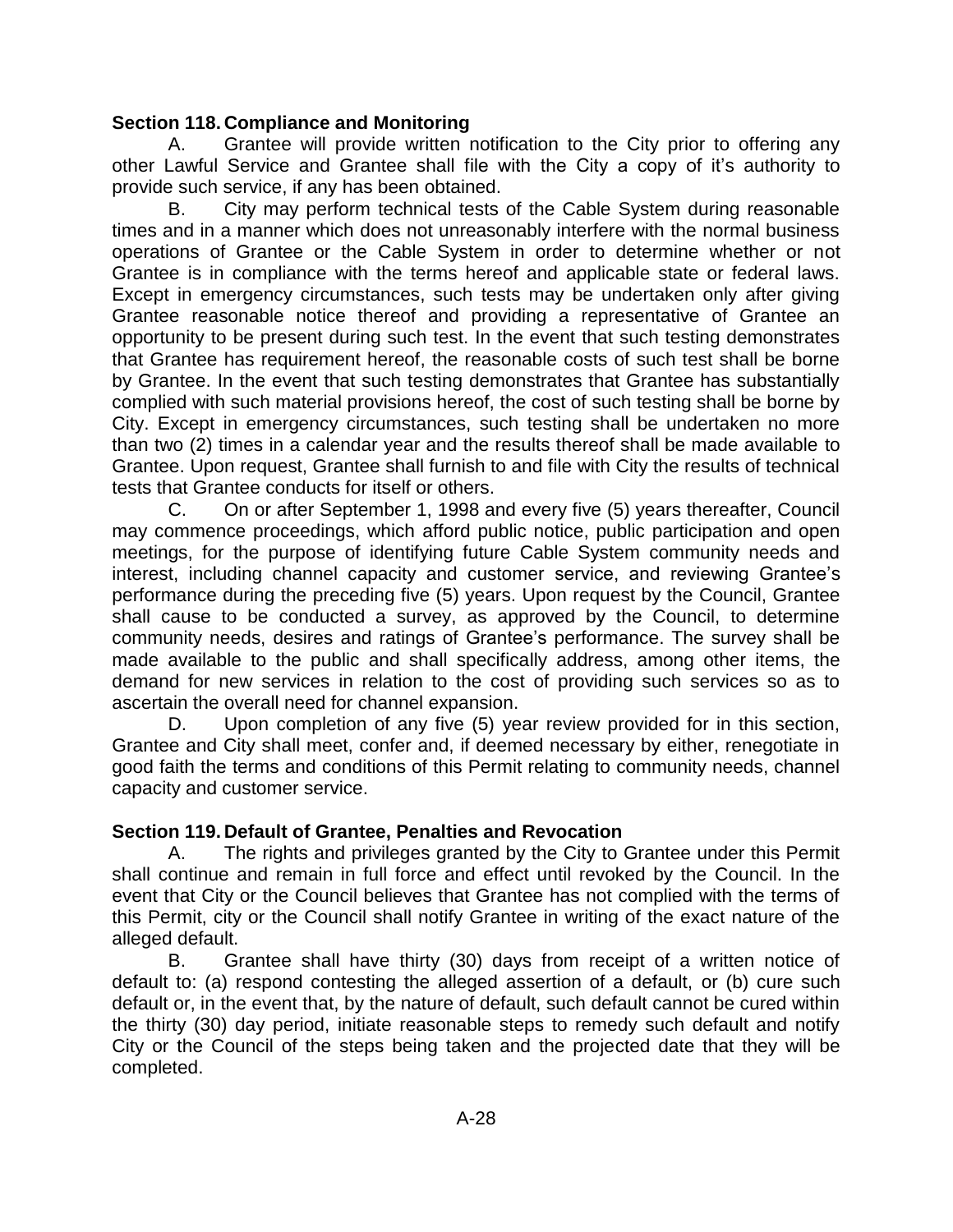### Section 118. Compliance and Monitoring

A. Grantee will provide written notification to the City prior to offering any other Lawful Service and Grantee shall file with the City a copy of it's authority to provide such service, if any has been obtained.

B. City may perform technical tests of the Cable System during reasonable times and in a manner which does not unreasonably interfere with the normal business operations of Grantee or the Cable System in order to determine whether or not Grantee is in compliance with the terms hereof and applicable state or federal laws. Except in emergency circumstances, such tests may be undertaken only after giving Grantee reasonable notice thereof and providing a representative of Grantee an opportunity to be present during such test. In the event that such testing demonstrates that Grantee has requirement hereof, the reasonable costs of such test shall be borne by Grantee. In the event that such testing demonstrates that Grantee has substantially complied with such material provisions hereof, the cost of such testing shall be borne by City. Except in emergency circumstances, such testing shall be undertaken no more than two (2) times in a calendar year and the results thereof shall be made available to Grantee. Upon request, Grantee shall furnish to and file with City the results of technical tests that Grantee conducts for itself or others.

C. On or after September 1, 1998 and every five (5) years thereafter, Council may commence proceedings, which afford public notice, public participation and open meetings, for the purpose of identifying future Cable System community needs and interest, including channel capacity and customer service, and reviewing Grantee's performance during the preceding five (5) years. Upon request by the Council, Grantee shall cause to be conducted a survey, as approved by the Council, to determine community needs, desires and ratings of Grantee's performance. The survey shall be made available to the public and shall specifically address, among other items, the demand for new services in relation to the cost of providing such services so as to ascertain the overall need for channel expansion.

D. Upon completion of any five (5) year review provided for in this section, Grantee and City shall meet, confer and, if deemed necessary by either, renegotiate in good faith the terms and conditions of this Permit relating to community needs, channel capacity and customer service.

### Section 119. Default of Grantee, Penalties and Revocation

A. The rights and privileges granted by the City to Grantee under this Permit shall continue and remain in full force and effect until revoked by the Council. In the event that City or the Council believes that Grantee has not complied with the terms of this Permit, city or the Council shall notify Grantee in writing of the exact nature of the alleged default.

B. Grantee shall have thirty (30) days from receipt of a written notice of default to: (a) respond contesting the alleged assertion of a default, or (b) cure such default or, in the event that, by the nature of default, such default cannot be cured within the thirty (30) day period, initiate reasonable steps to remedy such default and notify City or the Council of the steps being taken and the projected date that they will be completed.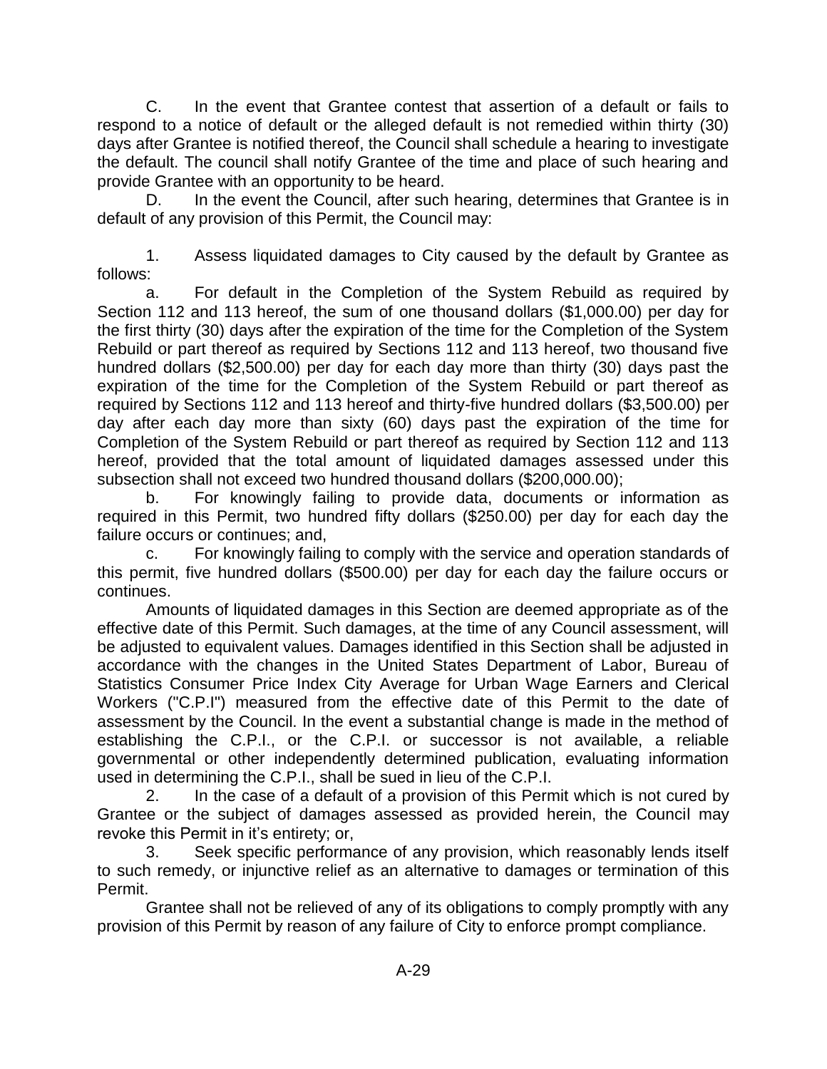C. In the event that Grantee contest that assertion of a default or fails to respond to a notice of default or the alleged default is not remedied within thirty (30) days after Grantee is notified thereof, the Council shall schedule a hearing to investigate the default. The council shall notify Grantee of the time and place of such hearing and provide Grantee with an opportunity to be heard.

D. In the event the Council, after such hearing, determines that Grantee is in default of any provision of this Permit, the Council may:

1. Assess liquidated damages to City caused by the default by Grantee as follows:

a. For default in the Completion of the System Rebuild as required by Section 112 and 113 hereof, the sum of one thousand dollars ($1,000.00) per day for the first thirty (30) days after the expiration of the time for the Completion of the System Rebuild or part thereof as required by Sections 112 and 113 hereof, two thousand five hundred dollars ($2,500.00) per day for each day more than thirty (30) days past the expiration of the time for the Completion of the System Rebuild or part thereof as required by Sections 112 and 113 hereof and thirty-five hundred dollars ($3,500.00) per day after each day more than sixty (60) days past the expiration of the time for Completion of the System Rebuild or part thereof as required by Section 112 and 113 hereof, provided that the total amount of liquidated damages assessed under this subsection shall not exceed two hundred thousand dollars ($200,000.00);

b. For knowingly failing to provide data, documents or information as required in this Permit, two hundred fifty dollars ($250.00) per day for each day the failure occurs or continues; and,

c. For knowingly failing to comply with the service and operation standards of this permit, five hundred dollars ($500.00) per day for each day the failure occurs or continues.

Amounts of liquidated damages in this Section are deemed appropriate as of the effective date of this Permit. Such damages, at the time of any Council assessment, will be adjusted to equivalent values. Damages identified in this Section shall be adjusted in accordance with the changes in the United States Department of Labor, Bureau of Statistics Consumer Price Index City Average for Urban Wage Earners and Clerical Workers ("C.P.I") measured from the effective date of this Permit to the date of assessment by the Council. In the event a substantial change is made in the method of establishing the C.P.I., or the C.P.I. or successor is not available, a reliable governmental or other independently determined publication, evaluating information used in determining the C.P.I., shall be sued in lieu of the C.P.I.

2. In the case of a default of a provision of this Permit which is not cured by Grantee or the subject of damages assessed as provided herein, the Council may revoke this Permit in it's entirety; or,

3. Seek specific performance of any provision, which reasonably lends itself to such remedy, or injunctive relief as an alternative to damages or termination of this Permit.

Grantee shall not be relieved of any of its obligations to comply promptly with any provision of this Permit by reason of any failure of City to enforce prompt compliance.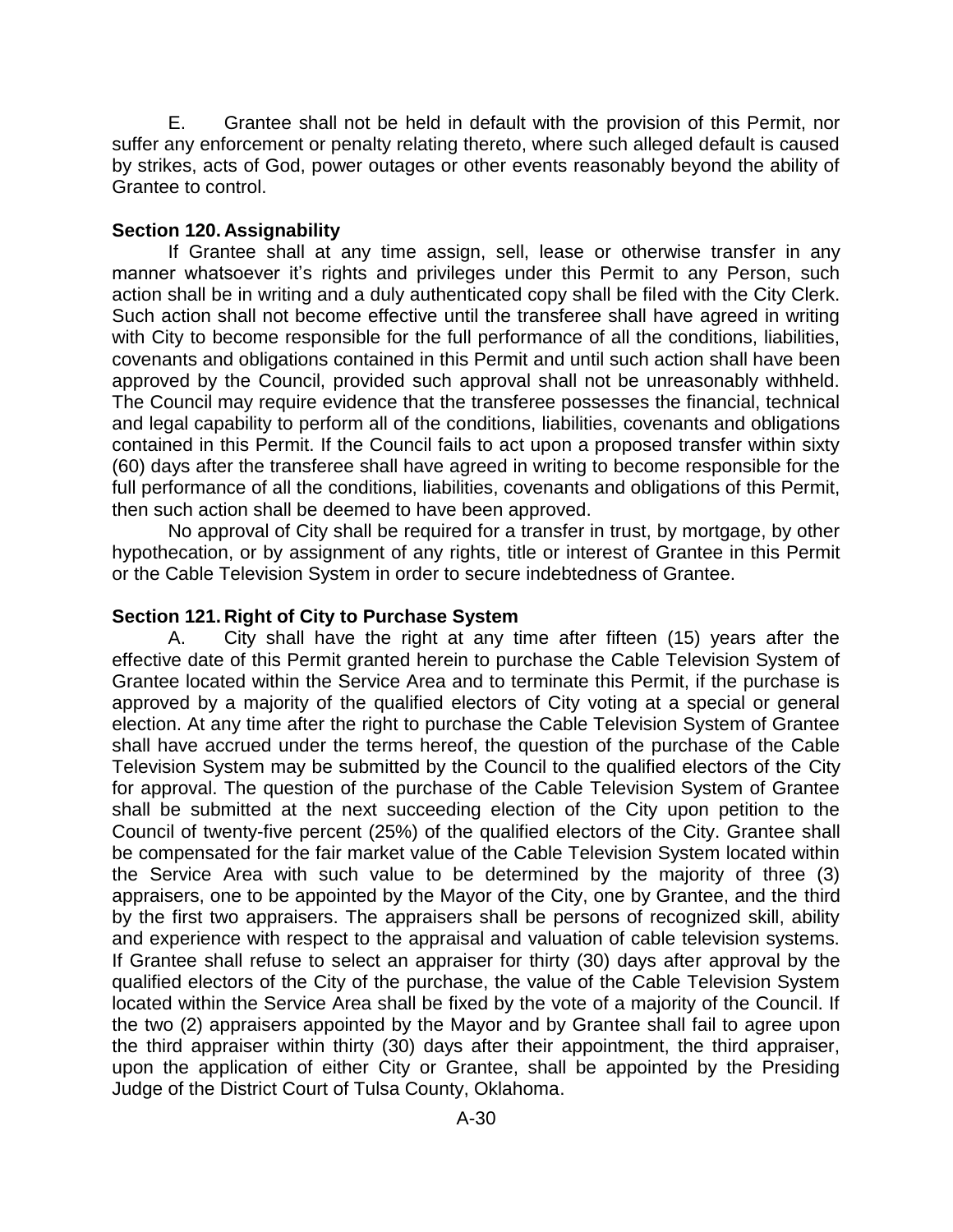E. Grantee shall not be held in default with the provision of this Permit, nor suffer any enforcement or penalty relating thereto, where such alleged default is caused by strikes, acts of God, power outages or other events reasonably beyond the ability of Grantee to control.

**Section 120. Assignability**

If Grantee shall at any time assign, sell, lease or otherwise transfer in any manner whatsoever it's rights and privileges under this Permit to any Person, such action shall be in writing and a duly authenticated copy shall be filed with the City Clerk. Such action shall not become effective until the transferee shall have agreed in writing with City to become responsible for the full performance of all the conditions, liabilities, covenants and obligations contained in this Permit and until such action shall have been approved by the Council, provided such approval shall not be unreasonably withheld. The Council may require evidence that the transferee possesses the financial, technical and legal capability to perform all of the conditions, liabilities, covenants and obligations contained in this Permit. If the Council fails to act upon a proposed transfer within sixty (60) days after the transferee shall have agreed in writing to become responsible for the full performance of all the conditions, liabilities, covenants and obligations of this Permit, then such action shall be deemed to have been approved.

No approval of City shall be required for a transfer in trust, by mortgage, by other hypothecation, or by assignment of any rights, title or interest of Grantee in this Permit or the Cable Television System in order to secure indebtedness of Grantee.

**Section 121. Right of City to Purchase System**

A. City shall have the right at any time after fifteen (15) years after the effective date of this Permit granted herein to purchase the Cable Television System of Grantee located within the Service Area and to terminate this Permit, if the purchase is approved by a majority of the qualified electors of City voting at a special or general election. At any time after the right to purchase the Cable Television System of Grantee shall have accrued under the terms hereof, the question of the purchase of the Cable Television System may be submitted by the Council to the qualified electors of the City for approval. The question of the purchase of the Cable Television System of Grantee shall be submitted at the next succeeding election of the City upon petition to the Council of twenty-five percent (25%) of the qualified electors of the City. Grantee shall be compensated for the fair market value of the Cable Television System located within the Service Area with such value to be determined by the majority of three (3) appraisers, one to be appointed by the Mayor of the City, one by Grantee, and the third by the first two appraisers. The appraisers shall be persons of recognized skill, ability and experience with respect to the appraisal and valuation of cable television systems. If Grantee shall refuse to select an appraiser for thirty (30) days after approval by the qualified electors of the City of the purchase, the value of the Cable Television System located within the Service Area shall be fixed by the vote of a majority of the Council. If the two (2) appraisers appointed by the Mayor and by Grantee shall fail to agree upon the third appraiser within thirty (30) days after their appointment, the third appraiser, upon the application of either City or Grantee, shall be appointed by the Presiding Judge of the District Court of Tulsa County, Oklahoma.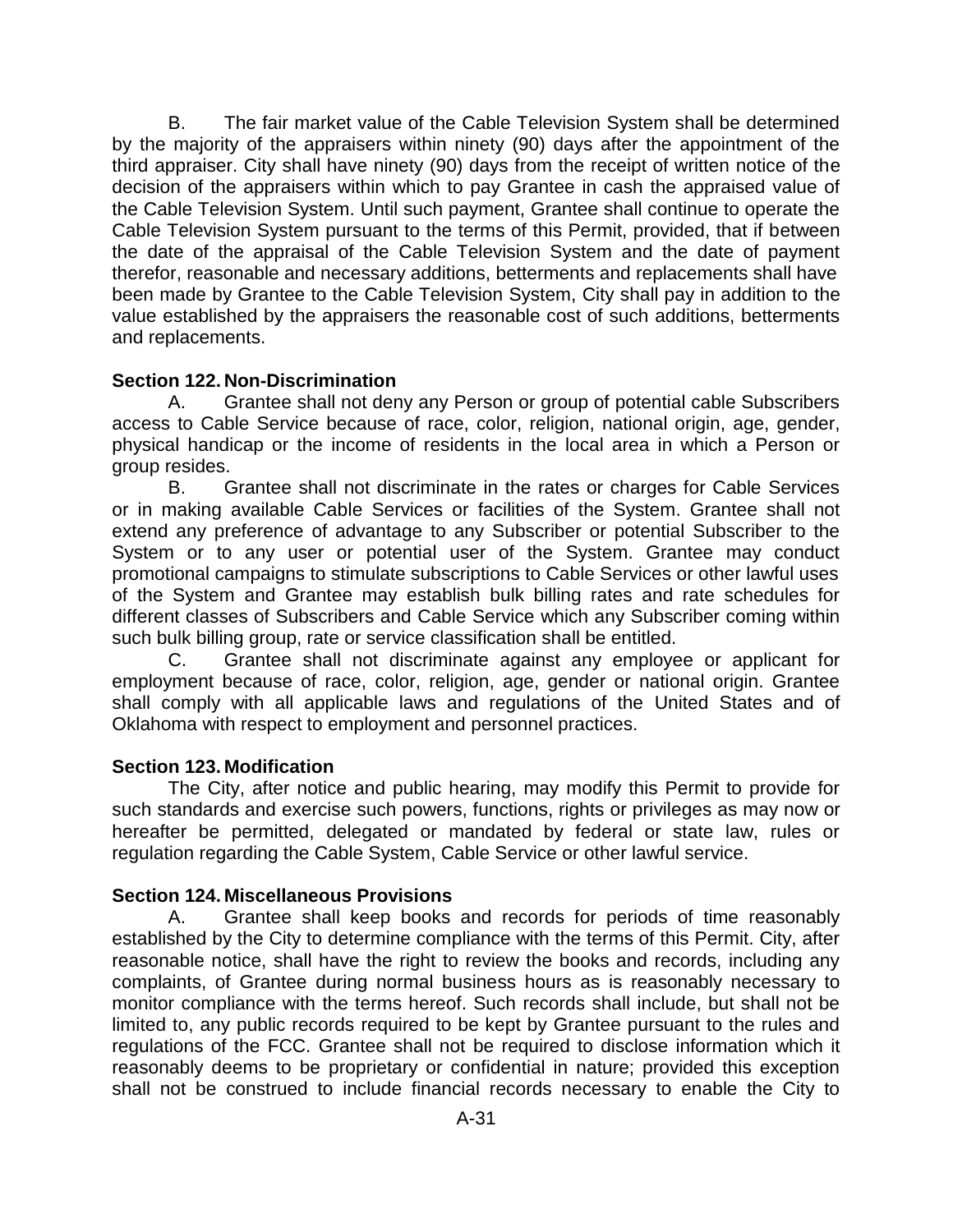B. The fair market value of the Cable Television System shall be determined by the majority of the appraisers within ninety (90) days after the appointment of the third appraiser. City shall have ninety (90) days from the receipt of written notice of the decision of the appraisers within which to pay Grantee in cash the appraised value of the Cable Television System. Until such payment, Grantee shall continue to operate the Cable Television System pursuant to the terms of this Permit, provided, that if between the date of the appraisal of the Cable Television System and the date of payment therefor, reasonable and necessary additions, betterments and replacements shall have been made by Grantee to the Cable Television System, City shall pay in addition to the value established by the appraisers the reasonable cost of such additions, betterments and replacements.

**Section 122. Non-Discrimination**

A. Grantee shall not deny any Person or group of potential cable Subscribers access to Cable Service because of race, color, religion, national origin, age, gender, physical handicap or the income of residents in the local area in which a Person or group resides.

B. Grantee shall not discriminate in the rates or charges for Cable Services or in making available Cable Services or facilities of the System. Grantee shall not extend any preference of advantage to any Subscriber or potential Subscriber to the System or to any user or potential user of the System. Grantee may conduct promotional campaigns to stimulate subscriptions to Cable Services or other lawful uses of the System and Grantee may establish bulk billing rates and rate schedules for different classes of Subscribers and Cable Service which any Subscriber coming within such bulk billing group, rate or service classification shall be entitled.

C. Grantee shall not discriminate against any employee or applicant for employment because of race, color, religion, age, gender or national origin. Grantee shall comply with all applicable laws and regulations of the United States and of Oklahoma with respect to employment and personnel practices.

**Section 123. Modification**

The City, after notice and public hearing, may modify this Permit to provide for such standards and exercise such powers, functions, rights or privileges as may now or hereafter be permitted, delegated or mandated by federal or state law, rules or regulation regarding the Cable System, Cable Service or other lawful service.

**Section 124. Miscellaneous Provisions**

A. Grantee shall keep books and records for periods of time reasonably established by the City to determine compliance with the terms of this Permit. City, after reasonable notice, shall have the right to review the books and records, including any complaints, of Grantee during normal business hours as is reasonably necessary to monitor compliance with the terms hereof. Such records shall include, but shall not be limited to, any public records required to be kept by Grantee pursuant to the rules and regulations of the FCC. Grantee shall not be required to disclose information which it reasonably deems to be proprietary or confidential in nature; provided this exception shall not be construed to include financial records necessary to enable the City to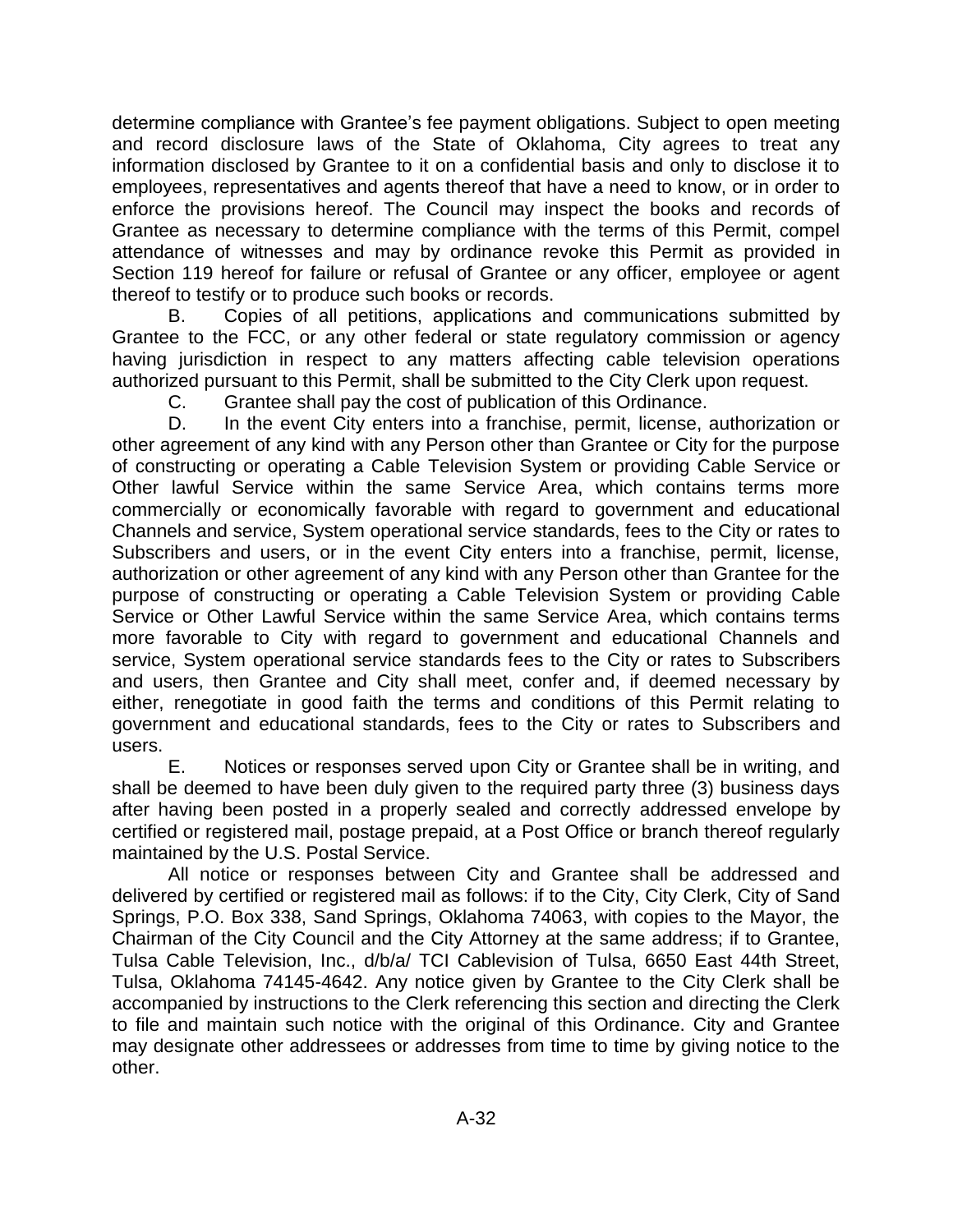determine compliance with Grantee's fee payment obligations. Subject to open meeting and record disclosure laws of the State of Oklahoma, City agrees to treat any information disclosed by Grantee to it on a confidential basis and only to disclose it to employees, representatives and agents thereof that have a need to know, or in order to enforce the provisions hereof. The Council may inspect the books and records of Grantee as necessary to determine compliance with the terms of this Permit, compel attendance of witnesses and may by ordinance revoke this Permit as provided in Section 119 hereof for failure or refusal of Grantee or any officer, employee or agent thereof to testify or to produce such books or records.

B. Copies of all petitions, applications and communications submitted by Grantee to the FCC, or any other federal or state regulatory commission or agency having jurisdiction in respect to any matters affecting cable television operations authorized pursuant to this Permit, shall be submitted to the City Clerk upon request.

C. Grantee shall pay the cost of publication of this Ordinance.

D. In the event City enters into a franchise, permit, license, authorization or other agreement of any kind with any Person other than Grantee or City for the purpose of constructing or operating a Cable Television System or providing Cable Service or Other lawful Service within the same Service Area, which contains terms more commercially or economically favorable with regard to government and educational Channels and service, System operational service standards, fees to the City or rates to Subscribers and users, or in the event City enters into a franchise, permit, license, authorization or other agreement of any kind with any Person other than Grantee for the purpose of constructing or operating a Cable Television System or providing Cable Service or Other Lawful Service within the same Service Area, which contains terms more favorable to City with regard to government and educational Channels and service, System operational service standards fees to the City or rates to Subscribers and users, then Grantee and City shall meet, confer and, if deemed necessary by either, renegotiate in good faith the terms and conditions of this Permit relating to government and educational standards, fees to the City or rates to Subscribers and users.

E. Notices or responses served upon City or Grantee shall be in writing, and shall be deemed to have been duly given to the required party three (3) business days after having been posted in a properly sealed and correctly addressed envelope by certified or registered mail, postage prepaid, at a Post Office or branch thereof regularly maintained by the U.S. Postal Service.

All notice or responses between City and Grantee shall be addressed and delivered by certified or registered mail as follows: if to the City, City Clerk, City of Sand Springs, P.O. Box 338, Sand Springs, Oklahoma 74063, with copies to the Mayor, the Chairman of the City Council and the City Attorney at the same address; if to Grantee, Tulsa Cable Television, Inc., d/b/a/ TCI Cablevision of Tulsa, 6650 East 44th Street, Tulsa, Oklahoma 74145-4642. Any notice given by Grantee to the City Clerk shall be accompanied by instructions to the Clerk referencing this section and directing the Clerk to file and maintain such notice with the original of this Ordinance. City and Grantee may designate other addressees or addresses from time to time by giving notice to the other.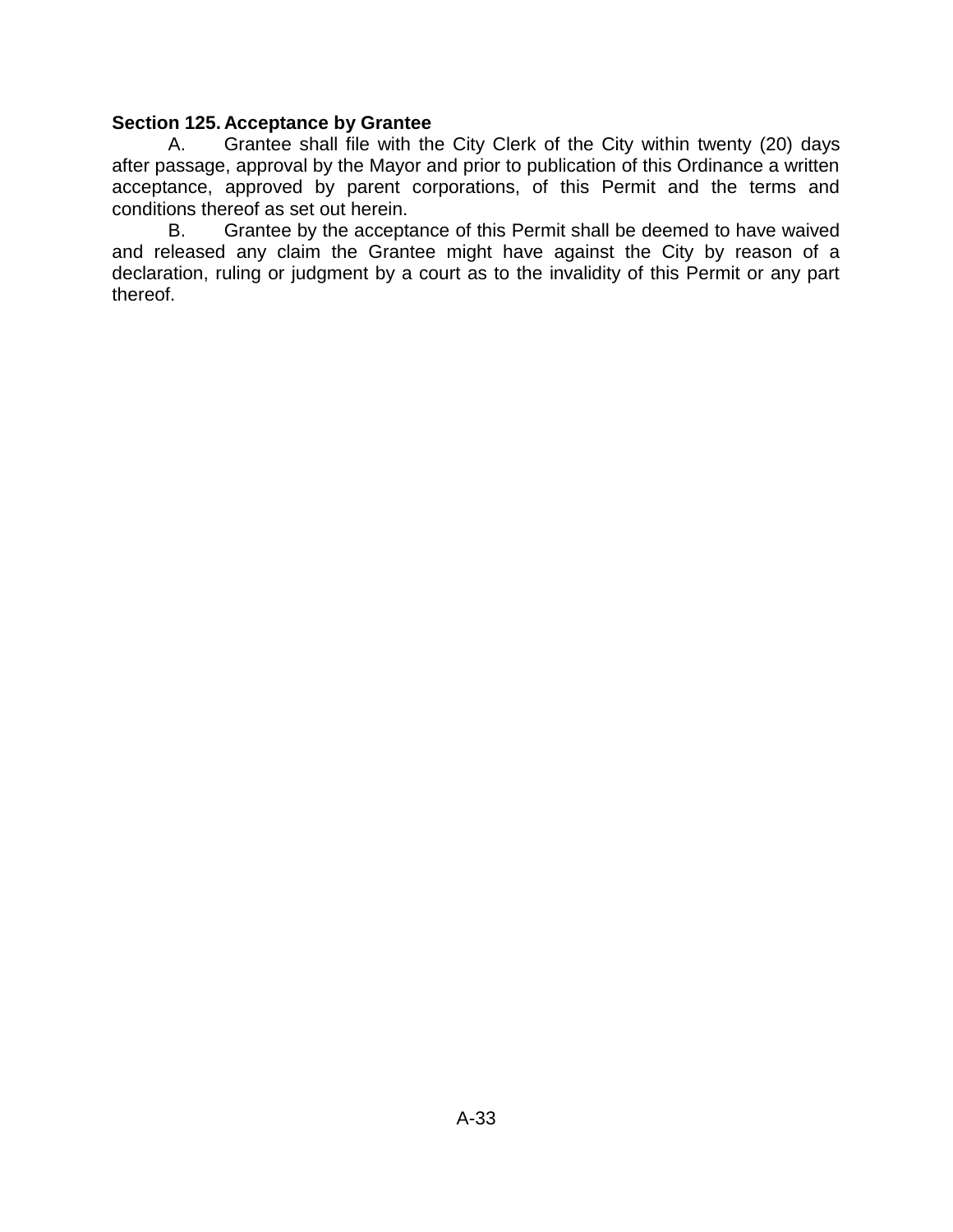**Section 125. Acceptance by Grantee**

A. Grantee shall file with the City Clerk of the City within twenty (20) days after passage, approval by the Mayor and prior to publication of this Ordinance a written acceptance, approved by parent corporations, of this Permit and the terms and conditions thereof as set out herein.

B. Grantee by the acceptance of this Permit shall be deemed to have waived and released any claim the Grantee might have against the City by reason of a declaration, ruling or judgment by a court as to the invalidity of this Permit or any part thereof.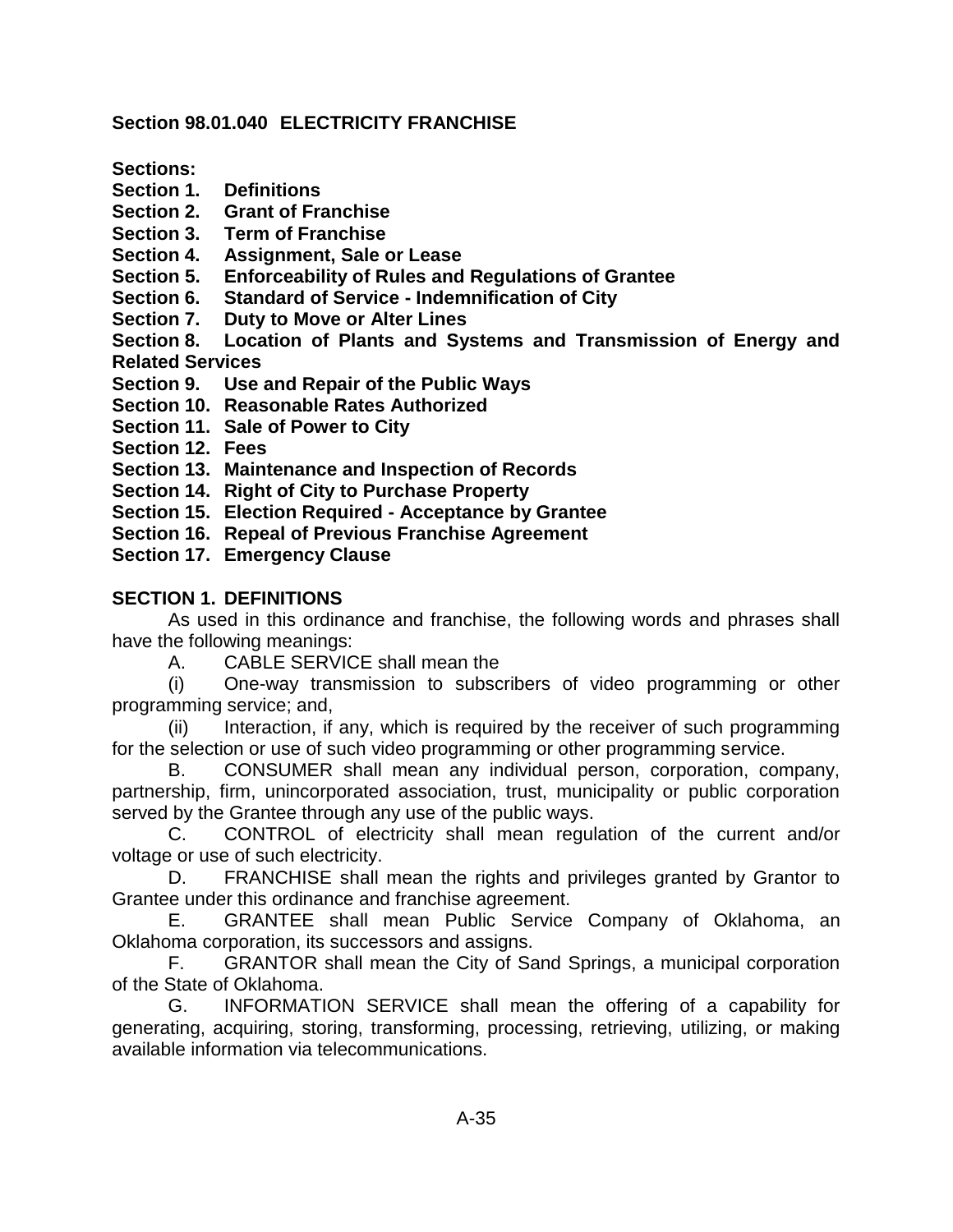**Section 98.01.040 ELECTRICITY FRANCHISE**

**Sections:**
**Section 1. Definitions**
**Section 2. Grant of Franchise**
**Section 3. Term of Franchise**
**Section 4. Assignment, Sale or Lease**
**Section 5. Enforceability of Rules and Regulations of Grantee**
**Section 6. Standard of Service - Indemnification of City**
**Section 7. Duty to Move or Alter Lines**
**Section 8. Location of Plants and Systems and Transmission of Energy and Related Services**
**Section 9. Use and Repair of the Public Ways**
**Section 10. Reasonable Rates Authorized**
**Section 11. Sale of Power to City**
**Section 12. Fees**
**Section 13. Maintenance and Inspection of Records**
**Section 14. Right of City to Purchase Property**
**Section 15. Election Required - Acceptance by Grantee**
**Section 16. Repeal of Previous Franchise Agreement**
**Section 17. Emergency Clause**

**SECTION 1. DEFINITIONS**

As used in this ordinance and franchise, the following words and phrases shall have the following meanings:

A. CABLE SERVICE shall mean the

(i) One-way transmission to subscribers of video programming or other programming service; and,

(ii) Interaction, if any, which is required by the receiver of such programming for the selection or use of such video programming or other programming service.

B. CONSUMER shall mean any individual person, corporation, company, partnership, firm, unincorporated association, trust, municipality or public corporation served by the Grantee through any use of the public ways.

C. CONTROL of electricity shall mean regulation of the current and/or voltage or use of such electricity.

D. FRANCHISE shall mean the rights and privileges granted by Grantor to Grantee under this ordinance and franchise agreement.

E. GRANTEE shall mean Public Service Company of Oklahoma, an Oklahoma corporation, its successors and assigns.

F. GRANTOR shall mean the City of Sand Springs, a municipal corporation of the State of Oklahoma.

G. INFORMATION SERVICE shall mean the offering of a capability for generating, acquiring, storing, transforming, processing, retrieving, utilizing, or making available information via telecommunications.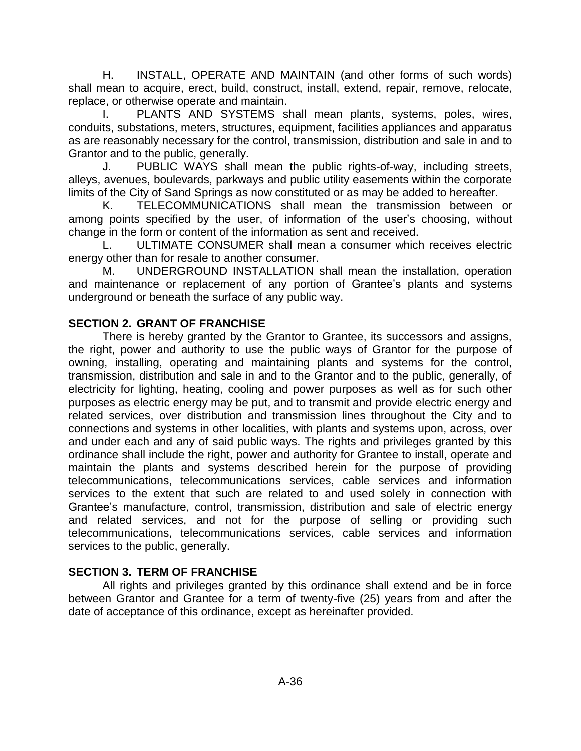H. INSTALL, OPERATE AND MAINTAIN (and other forms of such words) shall mean to acquire, erect, build, construct, install, extend, repair, remove, relocate, replace, or otherwise operate and maintain.

I. PLANTS AND SYSTEMS shall mean plants, systems, poles, wires, conduits, substations, meters, structures, equipment, facilities appliances and apparatus as are reasonably necessary for the control, transmission, distribution and sale in and to Grantor and to the public, generally.

J. PUBLIC WAYS shall mean the public rights-of-way, including streets, alleys, avenues, boulevards, parkways and public utility easements within the corporate limits of the City of Sand Springs as now constituted or as may be added to hereafter.

K. TELECOMMUNICATIONS shall mean the transmission between or among points specified by the user, of information of the user's choosing, without change in the form or content of the information as sent and received.

L. ULTIMATE CONSUMER shall mean a consumer which receives electric energy other than for resale to another consumer.

M. UNDERGROUND INSTALLATION shall mean the installation, operation and maintenance or replacement of any portion of Grantee's plants and systems underground or beneath the surface of any public way.

**SECTION 2. GRANT OF FRANCHISE**

There is hereby granted by the Grantor to Grantee, its successors and assigns, the right, power and authority to use the public ways of Grantor for the purpose of owning, installing, operating and maintaining plants and systems for the control, transmission, distribution and sale in and to the Grantor and to the public, generally, of electricity for lighting, heating, cooling and power purposes as well as for such other purposes as electric energy may be put, and to transmit and provide electric energy and related services, over distribution and transmission lines throughout the City and to connections and systems in other localities, with plants and systems upon, across, over and under each and any of said public ways. The rights and privileges granted by this ordinance shall include the right, power and authority for Grantee to install, operate and maintain the plants and systems described herein for the purpose of providing telecommunications, telecommunications services, cable services and information services to the extent that such are related to and used solely in connection with Grantee's manufacture, control, transmission, distribution and sale of electric energy and related services, and not for the purpose of selling or providing such telecommunications, telecommunications services, cable services and information services to the public, generally.

**SECTION 3. TERM OF FRANCHISE**

All rights and privileges granted by this ordinance shall extend and be in force between Grantor and Grantee for a term of twenty-five (25) years from and after the date of acceptance of this ordinance, except as hereinafter provided.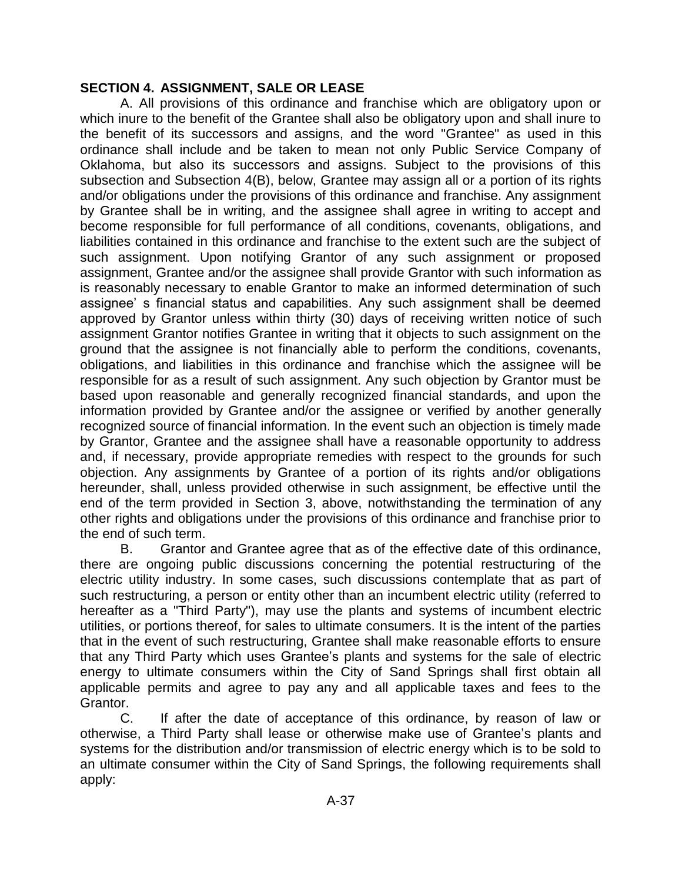## SECTION 4. ASSIGNMENT, SALE OR LEASE

A. All provisions of this ordinance and franchise which are obligatory upon or which inure to the benefit of the Grantee shall also be obligatory upon and shall inure to the benefit of its successors and assigns, and the word "Grantee" as used in this ordinance shall include and be taken to mean not only Public Service Company of Oklahoma, but also its successors and assigns. Subject to the provisions of this subsection and Subsection 4(B), below, Grantee may assign all or a portion of its rights and/or obligations under the provisions of this ordinance and franchise. Any assignment by Grantee shall be in writing, and the assignee shall agree in writing to accept and become responsible for full performance of all conditions, covenants, obligations, and liabilities contained in this ordinance and franchise to the extent such are the subject of such assignment. Upon notifying Grantor of any such assignment or proposed assignment, Grantee and/or the assignee shall provide Grantor with such information as is reasonably necessary to enable Grantor to make an informed determination of such assignee' s financial status and capabilities. Any such assignment shall be deemed approved by Grantor unless within thirty (30) days of receiving written notice of such assignment Grantor notifies Grantee in writing that it objects to such assignment on the ground that the assignee is not financially able to perform the conditions, covenants, obligations, and liabilities in this ordinance and franchise which the assignee will be responsible for as a result of such assignment. Any such objection by Grantor must be based upon reasonable and generally recognized financial standards, and upon the information provided by Grantee and/or the assignee or verified by another generally recognized source of financial information. In the event such an objection is timely made by Grantor, Grantee and the assignee shall have a reasonable opportunity to address and, if necessary, provide appropriate remedies with respect to the grounds for such objection. Any assignments by Grantee of a portion of its rights and/or obligations hereunder, shall, unless provided otherwise in such assignment, be effective until the end of the term provided in Section 3, above, notwithstanding the termination of any other rights and obligations under the provisions of this ordinance and franchise prior to the end of such term.

B. Grantor and Grantee agree that as of the effective date of this ordinance, there are ongoing public discussions concerning the potential restructuring of the electric utility industry. In some cases, such discussions contemplate that as part of such restructuring, a person or entity other than an incumbent electric utility (referred to hereafter as a "Third Party"), may use the plants and systems of incumbent electric utilities, or portions thereof, for sales to ultimate consumers. It is the intent of the parties that in the event of such restructuring, Grantee shall make reasonable efforts to ensure that any Third Party which uses Grantee's plants and systems for the sale of electric energy to ultimate consumers within the City of Sand Springs shall first obtain all applicable permits and agree to pay any and all applicable taxes and fees to the Grantor.

C. If after the date of acceptance of this ordinance, by reason of law or otherwise, a Third Party shall lease or otherwise make use of Grantee's plants and systems for the distribution and/or transmission of electric energy which is to be sold to an ultimate consumer within the City of Sand Springs, the following requirements shall apply: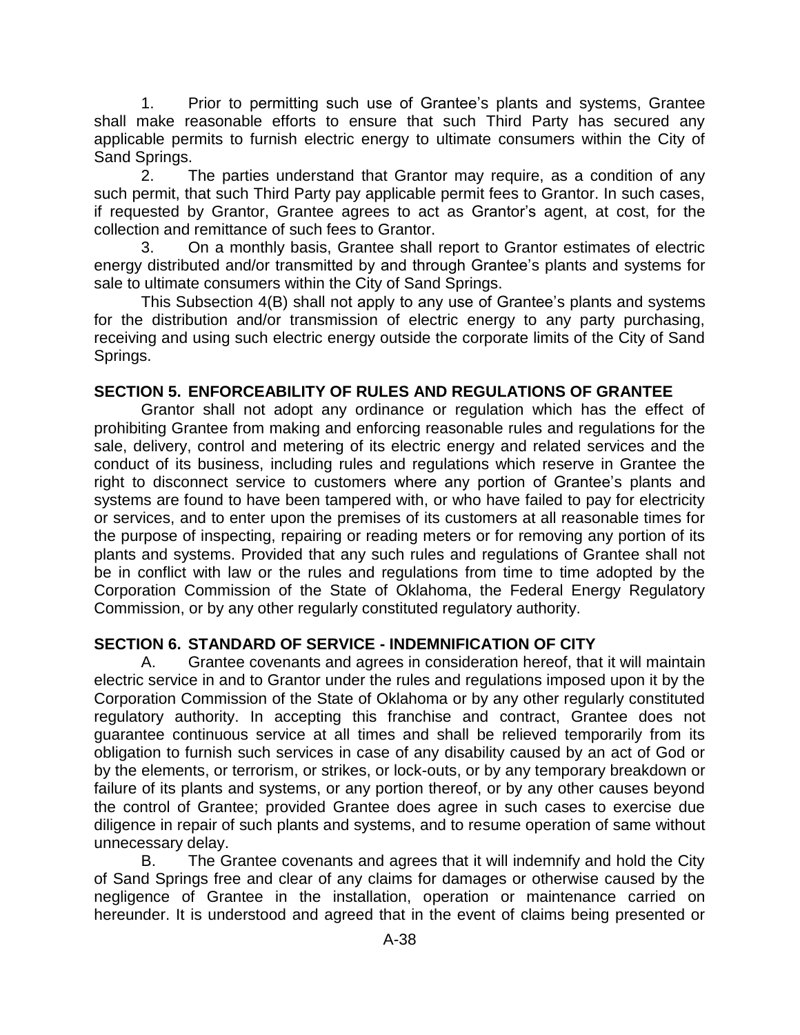1. Prior to permitting such use of Grantee's plants and systems, Grantee shall make reasonable efforts to ensure that such Third Party has secured any applicable permits to furnish electric energy to ultimate consumers within the City of Sand Springs.

2. The parties understand that Grantor may require, as a condition of any such permit, that such Third Party pay applicable permit fees to Grantor. In such cases, if requested by Grantor, Grantee agrees to act as Grantor's agent, at cost, for the collection and remittance of such fees to Grantor.

3. On a monthly basis, Grantee shall report to Grantor estimates of electric energy distributed and/or transmitted by and through Grantee's plants and systems for sale to ultimate consumers within the City of Sand Springs.

This Subsection 4(B) shall not apply to any use of Grantee's plants and systems for the distribution and/or transmission of electric energy to any party purchasing, receiving and using such electric energy outside the corporate limits of the City of Sand Springs.

**SECTION 5. ENFORCEABILITY OF RULES AND REGULATIONS OF GRANTEE**

Grantor shall not adopt any ordinance or regulation which has the effect of prohibiting Grantee from making and enforcing reasonable rules and regulations for the sale, delivery, control and metering of its electric energy and related services and the conduct of its business, including rules and regulations which reserve in Grantee the right to disconnect service to customers where any portion of Grantee's plants and systems are found to have been tampered with, or who have failed to pay for electricity or services, and to enter upon the premises of its customers at all reasonable times for the purpose of inspecting, repairing or reading meters or for removing any portion of its plants and systems. Provided that any such rules and regulations of Grantee shall not be in conflict with law or the rules and regulations from time to time adopted by the Corporation Commission of the State of Oklahoma, the Federal Energy Regulatory Commission, or by any other regularly constituted regulatory authority.

**SECTION 6. STANDARD OF SERVICE - INDEMNIFICATION OF CITY**

A. Grantee covenants and agrees in consideration hereof, that it will maintain electric service in and to Grantor under the rules and regulations imposed upon it by the Corporation Commission of the State of Oklahoma or by any other regularly constituted regulatory authority. In accepting this franchise and contract, Grantee does not guarantee continuous service at all times and shall be relieved temporarily from its obligation to furnish such services in case of any disability caused by an act of God or by the elements, or terrorism, or strikes, or lock-outs, or by any temporary breakdown or failure of its plants and systems, or any portion thereof, or by any other causes beyond the control of Grantee; provided Grantee does agree in such cases to exercise due diligence in repair of such plants and systems, and to resume operation of same without unnecessary delay.

B. The Grantee covenants and agrees that it will indemnify and hold the City of Sand Springs free and clear of any claims for damages or otherwise caused by the negligence of Grantee in the installation, operation or maintenance carried on hereunder. It is understood and agreed that in the event of claims being presented or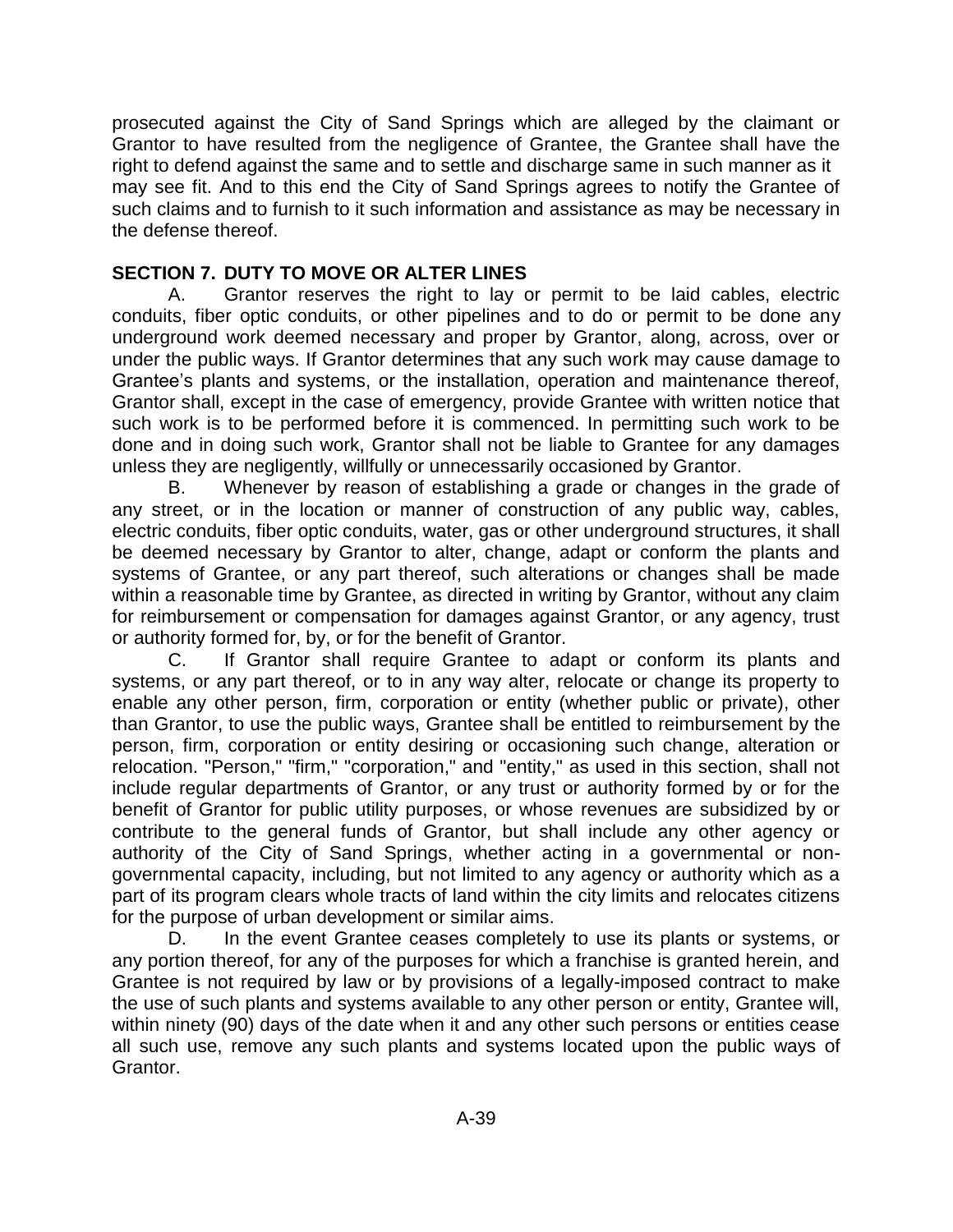prosecuted against the City of Sand Springs which are alleged by the claimant or Grantor to have resulted from the negligence of Grantee, the Grantee shall have the right to defend against the same and to settle and discharge same in such manner as it may see fit. And to this end the City of Sand Springs agrees to notify the Grantee of such claims and to furnish to it such information and assistance as may be necessary in the defense thereof.

## SECTION 7. DUTY TO MOVE OR ALTER LINES

A. Grantor reserves the right to lay or permit to be laid cables, electric conduits, fiber optic conduits, or other pipelines and to do or permit to be done any underground work deemed necessary and proper by Grantor, along, across, over or under the public ways. If Grantor determines that any such work may cause damage to Grantee's plants and systems, or the installation, operation and maintenance thereof, Grantor shall, except in the case of emergency, provide Grantee with written notice that such work is to be performed before it is commenced. In permitting such work to be done and in doing such work, Grantor shall not be liable to Grantee for any damages unless they are negligently, willfully or unnecessarily occasioned by Grantor.

B. Whenever by reason of establishing a grade or changes in the grade of any street, or in the location or manner of construction of any public way, cables, electric conduits, fiber optic conduits, water, gas or other underground structures, it shall be deemed necessary by Grantor to alter, change, adapt or conform the plants and systems of Grantee, or any part thereof, such alterations or changes shall be made within a reasonable time by Grantee, as directed in writing by Grantor, without any claim for reimbursement or compensation for damages against Grantor, or any agency, trust or authority formed for, by, or for the benefit of Grantor.

C. If Grantor shall require Grantee to adapt or conform its plants and systems, or any part thereof, or to in any way alter, relocate or change its property to enable any other person, firm, corporation or entity (whether public or private), other than Grantor, to use the public ways, Grantee shall be entitled to reimbursement by the person, firm, corporation or entity desiring or occasioning such change, alteration or relocation. "Person," "firm," "corporation," and "entity," as used in this section, shall not include regular departments of Grantor, or any trust or authority formed by or for the benefit of Grantor for public utility purposes, or whose revenues are subsidized by or contribute to the general funds of Grantor, but shall include any other agency or authority of the City of Sand Springs, whether acting in a governmental or non-governmental capacity, including, but not limited to any agency or authority which as a part of its program clears whole tracts of land within the city limits and relocates citizens for the purpose of urban development or similar aims.

D. In the event Grantee ceases completely to use its plants or systems, or any portion thereof, for any of the purposes for which a franchise is granted herein, and Grantee is not required by law or by provisions of a legally-imposed contract to make the use of such plants and systems available to any other person or entity, Grantee will, within ninety (90) days of the date when it and any other such persons or entities cease all such use, remove any such plants and systems located upon the public ways of Grantor.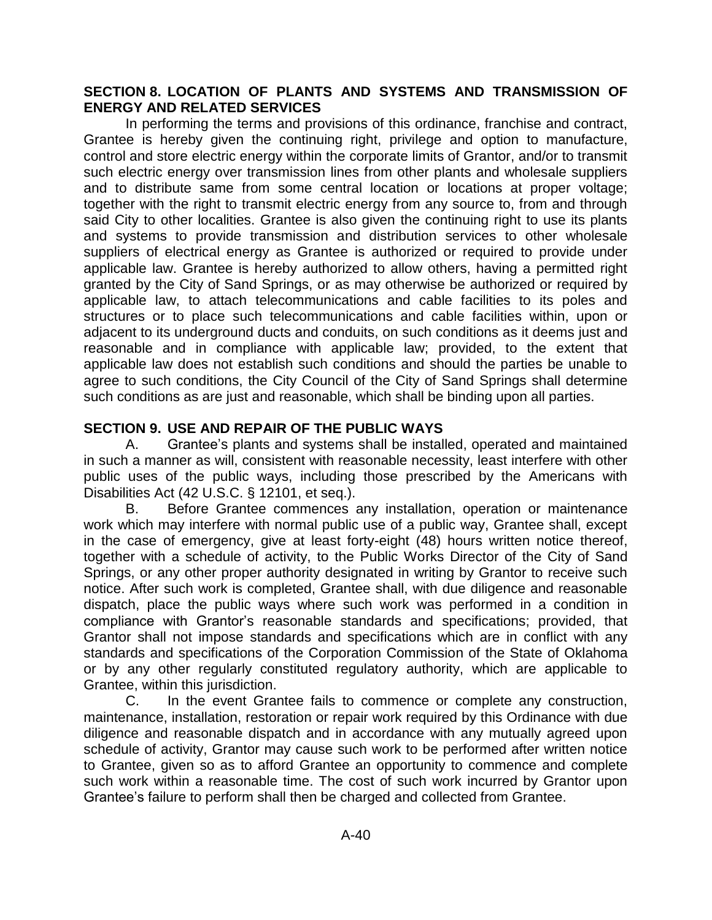## SECTION 8. LOCATION OF PLANTS AND SYSTEMS AND TRANSMISSION OF ENERGY AND RELATED SERVICES

In performing the terms and provisions of this ordinance, franchise and contract, Grantee is hereby given the continuing right, privilege and option to manufacture, control and store electric energy within the corporate limits of Grantor, and/or to transmit such electric energy over transmission lines from other plants and wholesale suppliers and to distribute same from some central location or locations at proper voltage; together with the right to transmit electric energy from any source to, from and through said City to other localities. Grantee is also given the continuing right to use its plants and systems to provide transmission and distribution services to other wholesale suppliers of electrical energy as Grantee is authorized or required to provide under applicable law. Grantee is hereby authorized to allow others, having a permitted right granted by the City of Sand Springs, or as may otherwise be authorized or required by applicable law, to attach telecommunications and cable facilities to its poles and structures or to place such telecommunications and cable facilities within, upon or adjacent to its underground ducts and conduits, on such conditions as it deems just and reasonable and in compliance with applicable law; provided, to the extent that applicable law does not establish such conditions and should the parties be unable to agree to such conditions, the City Council of the City of Sand Springs shall determine such conditions as are just and reasonable, which shall be binding upon all parties.

## SECTION 9. USE AND REPAIR OF THE PUBLIC WAYS

A. Grantee's plants and systems shall be installed, operated and maintained in such a manner as will, consistent with reasonable necessity, least interfere with other public uses of the public ways, including those prescribed by the Americans with Disabilities Act (42 U.S.C. § 12101, et seq.).

B. Before Grantee commences any installation, operation or maintenance work which may interfere with normal public use of a public way, Grantee shall, except in the case of emergency, give at least forty-eight (48) hours written notice thereof, together with a schedule of activity, to the Public Works Director of the City of Sand Springs, or any other proper authority designated in writing by Grantor to receive such notice. After such work is completed, Grantee shall, with due diligence and reasonable dispatch, place the public ways where such work was performed in a condition in compliance with Grantor's reasonable standards and specifications; provided, that Grantor shall not impose standards and specifications which are in conflict with any standards and specifications of the Corporation Commission of the State of Oklahoma or by any other regularly constituted regulatory authority, which are applicable to Grantee, within this jurisdiction.

C. In the event Grantee fails to commence or complete any construction, maintenance, installation, restoration or repair work required by this Ordinance with due diligence and reasonable dispatch and in accordance with any mutually agreed upon schedule of activity, Grantor may cause such work to be performed after written notice to Grantee, given so as to afford Grantee an opportunity to commence and complete such work within a reasonable time. The cost of such work incurred by Grantor upon Grantee's failure to perform shall then be charged and collected from Grantee.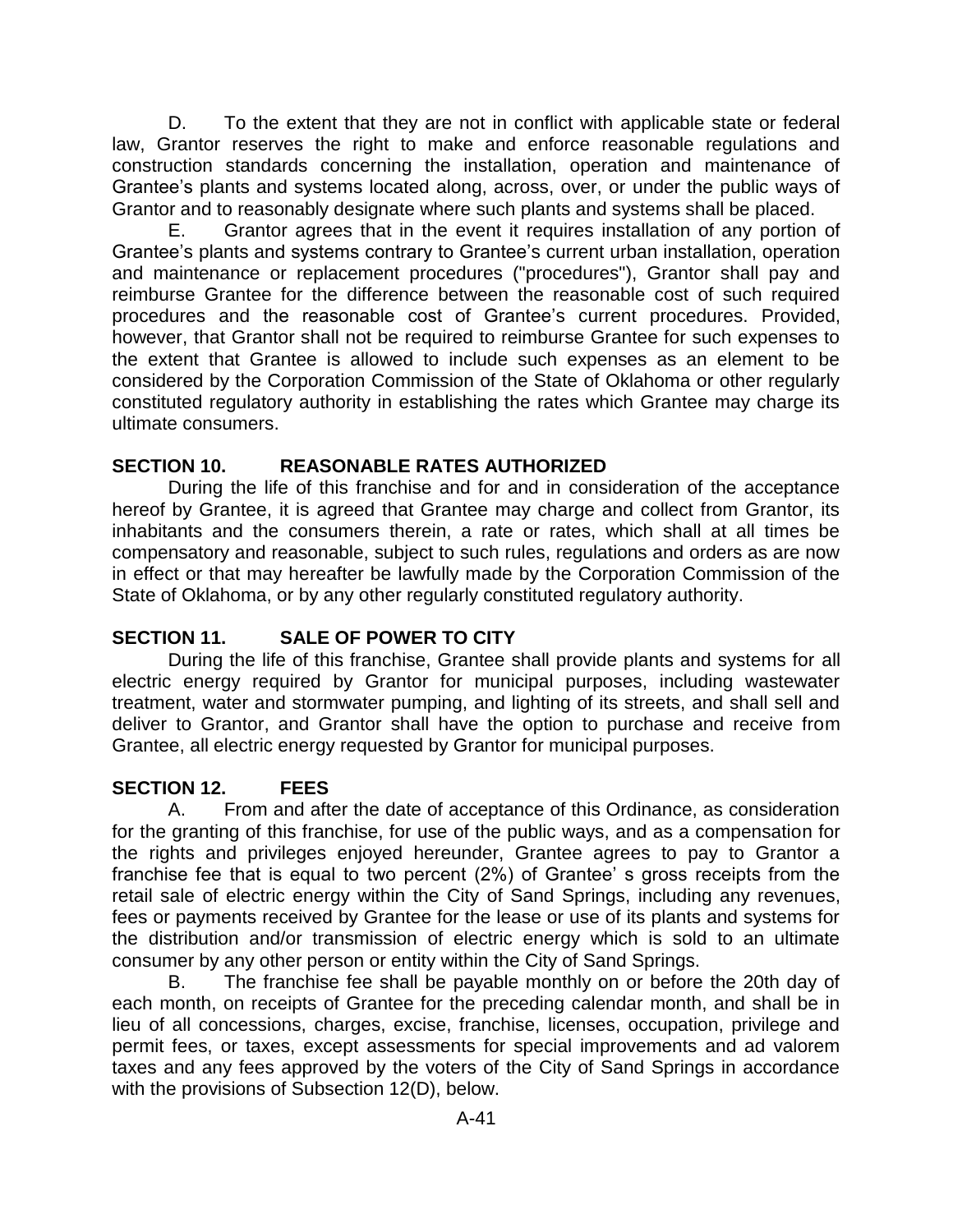D. To the extent that they are not in conflict with applicable state or federal law, Grantor reserves the right to make and enforce reasonable regulations and construction standards concerning the installation, operation and maintenance of Grantee's plants and systems located along, across, over, or under the public ways of Grantor and to reasonably designate where such plants and systems shall be placed.

E. Grantor agrees that in the event it requires installation of any portion of Grantee's plants and systems contrary to Grantee's current urban installation, operation and maintenance or replacement procedures ("procedures"), Grantor shall pay and reimburse Grantee for the difference between the reasonable cost of such required procedures and the reasonable cost of Grantee's current procedures. Provided, however, that Grantor shall not be required to reimburse Grantee for such expenses to the extent that Grantee is allowed to include such expenses as an element to be considered by the Corporation Commission of the State of Oklahoma or other regularly constituted regulatory authority in establishing the rates which Grantee may charge its ultimate consumers.

## SECTION 10. REASONABLE RATES AUTHORIZED

During the life of this franchise and for and in consideration of the acceptance hereof by Grantee, it is agreed that Grantee may charge and collect from Grantor, its inhabitants and the consumers therein, a rate or rates, which shall at all times be compensatory and reasonable, subject to such rules, regulations and orders as are now in effect or that may hereafter be lawfully made by the Corporation Commission of the State of Oklahoma, or by any other regularly constituted regulatory authority.

## SECTION 11. SALE OF POWER TO CITY

During the life of this franchise, Grantee shall provide plants and systems for all electric energy required by Grantor for municipal purposes, including wastewater treatment, water and stormwater pumping, and lighting of its streets, and shall sell and deliver to Grantor, and Grantor shall have the option to purchase and receive from Grantee, all electric energy requested by Grantor for municipal purposes.

## SECTION 12. FEES

A. From and after the date of acceptance of this Ordinance, as consideration for the granting of this franchise, for use of the public ways, and as a compensation for the rights and privileges enjoyed hereunder, Grantee agrees to pay to Grantor a franchise fee that is equal to two percent (2%) of Grantee' s gross receipts from the retail sale of electric energy within the City of Sand Springs, including any revenues, fees or payments received by Grantee for the lease or use of its plants and systems for the distribution and/or transmission of electric energy which is sold to an ultimate consumer by any other person or entity within the City of Sand Springs.

B. The franchise fee shall be payable monthly on or before the 20th day of each month, on receipts of Grantee for the preceding calendar month, and shall be in lieu of all concessions, charges, excise, franchise, licenses, occupation, privilege and permit fees, or taxes, except assessments for special improvements and ad valorem taxes and any fees approved by the voters of the City of Sand Springs in accordance with the provisions of Subsection 12(D), below.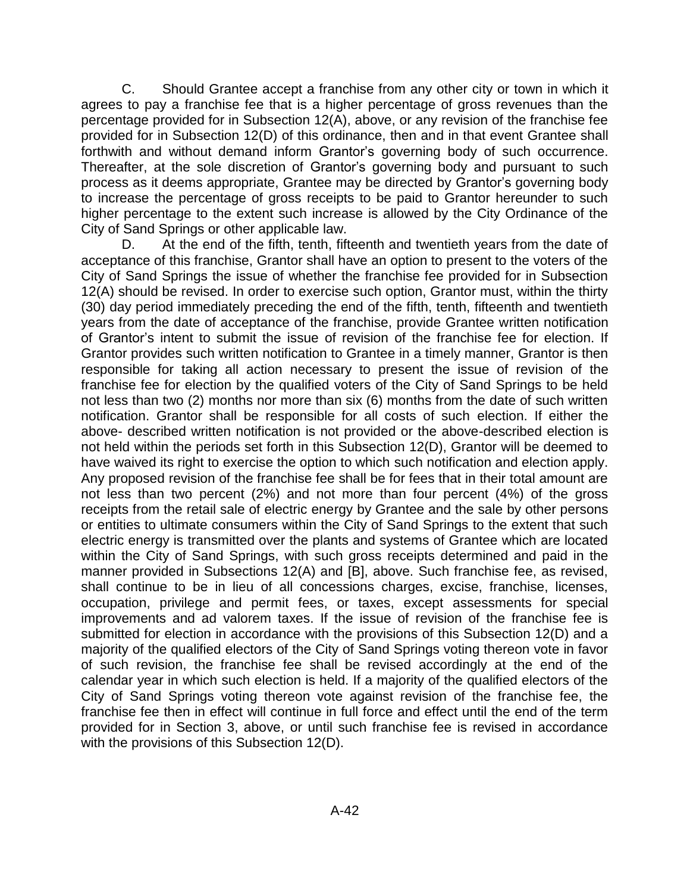C. Should Grantee accept a franchise from any other city or town in which it agrees to pay a franchise fee that is a higher percentage of gross revenues than the percentage provided for in Subsection 12(A), above, or any revision of the franchise fee provided for in Subsection 12(D) of this ordinance, then and in that event Grantee shall forthwith and without demand inform Grantor's governing body of such occurrence. Thereafter, at the sole discretion of Grantor's governing body and pursuant to such process as it deems appropriate, Grantee may be directed by Grantor's governing body to increase the percentage of gross receipts to be paid to Grantor hereunder to such higher percentage to the extent such increase is allowed by the City Ordinance of the City of Sand Springs or other applicable law.

D. At the end of the fifth, tenth, fifteenth and twentieth years from the date of acceptance of this franchise, Grantor shall have an option to present to the voters of the City of Sand Springs the issue of whether the franchise fee provided for in Subsection 12(A) should be revised. In order to exercise such option, Grantor must, within the thirty (30) day period immediately preceding the end of the fifth, tenth, fifteenth and twentieth years from the date of acceptance of the franchise, provide Grantee written notification of Grantor's intent to submit the issue of revision of the franchise fee for election. If Grantor provides such written notification to Grantee in a timely manner, Grantor is then responsible for taking all action necessary to present the issue of revision of the franchise fee for election by the qualified voters of the City of Sand Springs to be held not less than two (2) months nor more than six (6) months from the date of such written notification. Grantor shall be responsible for all costs of such election. If either the above- described written notification is not provided or the above-described election is not held within the periods set forth in this Subsection 12(D), Grantor will be deemed to have waived its right to exercise the option to which such notification and election apply. Any proposed revision of the franchise fee shall be for fees that in their total amount are not less than two percent (2%) and not more than four percent (4%) of the gross receipts from the retail sale of electric energy by Grantee and the sale by other persons or entities to ultimate consumers within the City of Sand Springs to the extent that such electric energy is transmitted over the plants and systems of Grantee which are located within the City of Sand Springs, with such gross receipts determined and paid in the manner provided in Subsections 12(A) and [B], above. Such franchise fee, as revised, shall continue to be in lieu of all concessions charges, excise, franchise, licenses, occupation, privilege and permit fees, or taxes, except assessments for special improvements and ad valorem taxes. If the issue of revision of the franchise fee is submitted for election in accordance with the provisions of this Subsection 12(D) and a majority of the qualified electors of the City of Sand Springs voting thereon vote in favor of such revision, the franchise fee shall be revised accordingly at the end of the calendar year in which such election is held. If a majority of the qualified electors of the City of Sand Springs voting thereon vote against revision of the franchise fee, the franchise fee then in effect will continue in full force and effect until the end of the term provided for in Section 3, above, or until such franchise fee is revised in accordance with the provisions of this Subsection 12(D).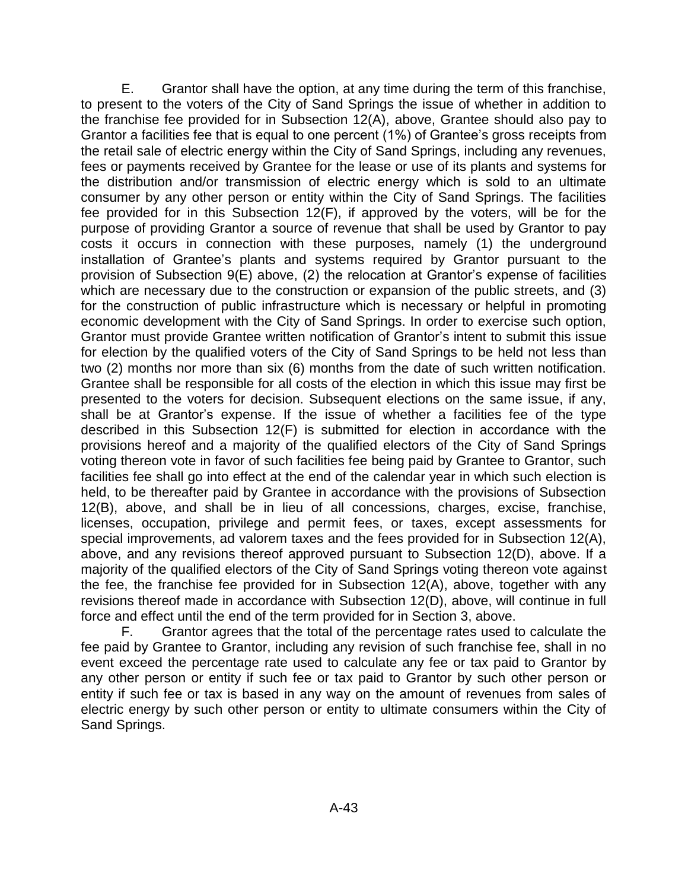E. Grantor shall have the option, at any time during the term of this franchise, to present to the voters of the City of Sand Springs the issue of whether in addition to the franchise fee provided for in Subsection 12(A), above, Grantee should also pay to Grantor a facilities fee that is equal to one percent (1%) of Grantee's gross receipts from the retail sale of electric energy within the City of Sand Springs, including any revenues, fees or payments received by Grantee for the lease or use of its plants and systems for the distribution and/or transmission of electric energy which is sold to an ultimate consumer by any other person or entity within the City of Sand Springs. The facilities fee provided for in this Subsection 12(F), if approved by the voters, will be for the purpose of providing Grantor a source of revenue that shall be used by Grantor to pay costs it occurs in connection with these purposes, namely (1) the underground installation of Grantee's plants and systems required by Grantor pursuant to the provision of Subsection 9(E) above, (2) the relocation at Grantor's expense of facilities which are necessary due to the construction or expansion of the public streets, and (3) for the construction of public infrastructure which is necessary or helpful in promoting economic development with the City of Sand Springs. In order to exercise such option, Grantor must provide Grantee written notification of Grantor's intent to submit this issue for election by the qualified voters of the City of Sand Springs to be held not less than two (2) months nor more than six (6) months from the date of such written notification. Grantee shall be responsible for all costs of the election in which this issue may first be presented to the voters for decision. Subsequent elections on the same issue, if any, shall be at Grantor's expense. If the issue of whether a facilities fee of the type described in this Subsection 12(F) is submitted for election in accordance with the provisions hereof and a majority of the qualified electors of the City of Sand Springs voting thereon vote in favor of such facilities fee being paid by Grantee to Grantor, such facilities fee shall go into effect at the end of the calendar year in which such election is held, to be thereafter paid by Grantee in accordance with the provisions of Subsection 12(B), above, and shall be in lieu of all concessions, charges, excise, franchise, licenses, occupation, privilege and permit fees, or taxes, except assessments for special improvements, ad valorem taxes and the fees provided for in Subsection 12(A), above, and any revisions thereof approved pursuant to Subsection 12(D), above. If a majority of the qualified electors of the City of Sand Springs voting thereon vote against the fee, the franchise fee provided for in Subsection 12(A), above, together with any revisions thereof made in accordance with Subsection 12(D), above, will continue in full force and effect until the end of the term provided for in Section 3, above.

F. Grantor agrees that the total of the percentage rates used to calculate the fee paid by Grantee to Grantor, including any revision of such franchise fee, shall in no event exceed the percentage rate used to calculate any fee or tax paid to Grantor by any other person or entity if such fee or tax paid to Grantor by such other person or entity if such fee or tax is based in any way on the amount of revenues from sales of electric energy by such other person or entity to ultimate consumers within the City of Sand Springs.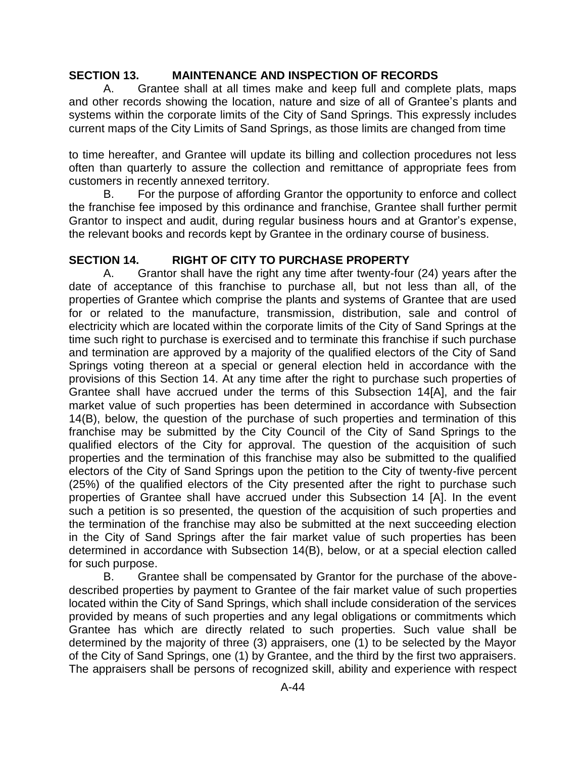## SECTION 13. MAINTENANCE AND INSPECTION OF RECORDS

A. Grantee shall at all times make and keep full and complete plats, maps and other records showing the location, nature and size of all of Grantee's plants and systems within the corporate limits of the City of Sand Springs. This expressly includes current maps of the City Limits of Sand Springs, as those limits are changed from time to time hereafter, and Grantee will update its billing and collection procedures not less often than quarterly to assure the collection and remittance of appropriate fees from customers in recently annexed territory.

B. For the purpose of affording Grantor the opportunity to enforce and collect the franchise fee imposed by this ordinance and franchise, Grantee shall further permit Grantor to inspect and audit, during regular business hours and at Grantor's expense, the relevant books and records kept by Grantee in the ordinary course of business.

## SECTION 14. RIGHT OF CITY TO PURCHASE PROPERTY

A. Grantor shall have the right any time after twenty-four (24) years after the date of acceptance of this franchise to purchase all, but not less than all, of the properties of Grantee which comprise the plants and systems of Grantee that are used for or related to the manufacture, transmission, distribution, sale and control of electricity which are located within the corporate limits of the City of Sand Springs at the time such right to purchase is exercised and to terminate this franchise if such purchase and termination are approved by a majority of the qualified electors of the City of Sand Springs voting thereon at a special or general election held in accordance with the provisions of this Section 14. At any time after the right to purchase such properties of Grantee shall have accrued under the terms of this Subsection 14[A], and the fair market value of such properties has been determined in accordance with Subsection 14(B), below, the question of the purchase of such properties and termination of this franchise may be submitted by the City Council of the City of Sand Springs to the qualified electors of the City for approval. The question of the acquisition of such properties and the termination of this franchise may also be submitted to the qualified electors of the City of Sand Springs upon the petition to the City of twenty-five percent (25%) of the qualified electors of the City presented after the right to purchase such properties of Grantee shall have accrued under this Subsection 14 [A]. In the event such a petition is so presented, the question of the acquisition of such properties and the termination of the franchise may also be submitted at the next succeeding election in the City of Sand Springs after the fair market value of such properties has been determined in accordance with Subsection 14(B), below, or at a special election called for such purpose.

B. Grantee shall be compensated by Grantor for the purchase of the above-described properties by payment to Grantee of the fair market value of such properties located within the City of Sand Springs, which shall include consideration of the services provided by means of such properties and any legal obligations or commitments which Grantee has which are directly related to such properties. Such value shall be determined by the majority of three (3) appraisers, one (1) to be selected by the Mayor of the City of Sand Springs, one (1) by Grantee, and the third by the first two appraisers. The appraisers shall be persons of recognized skill, ability and experience with respect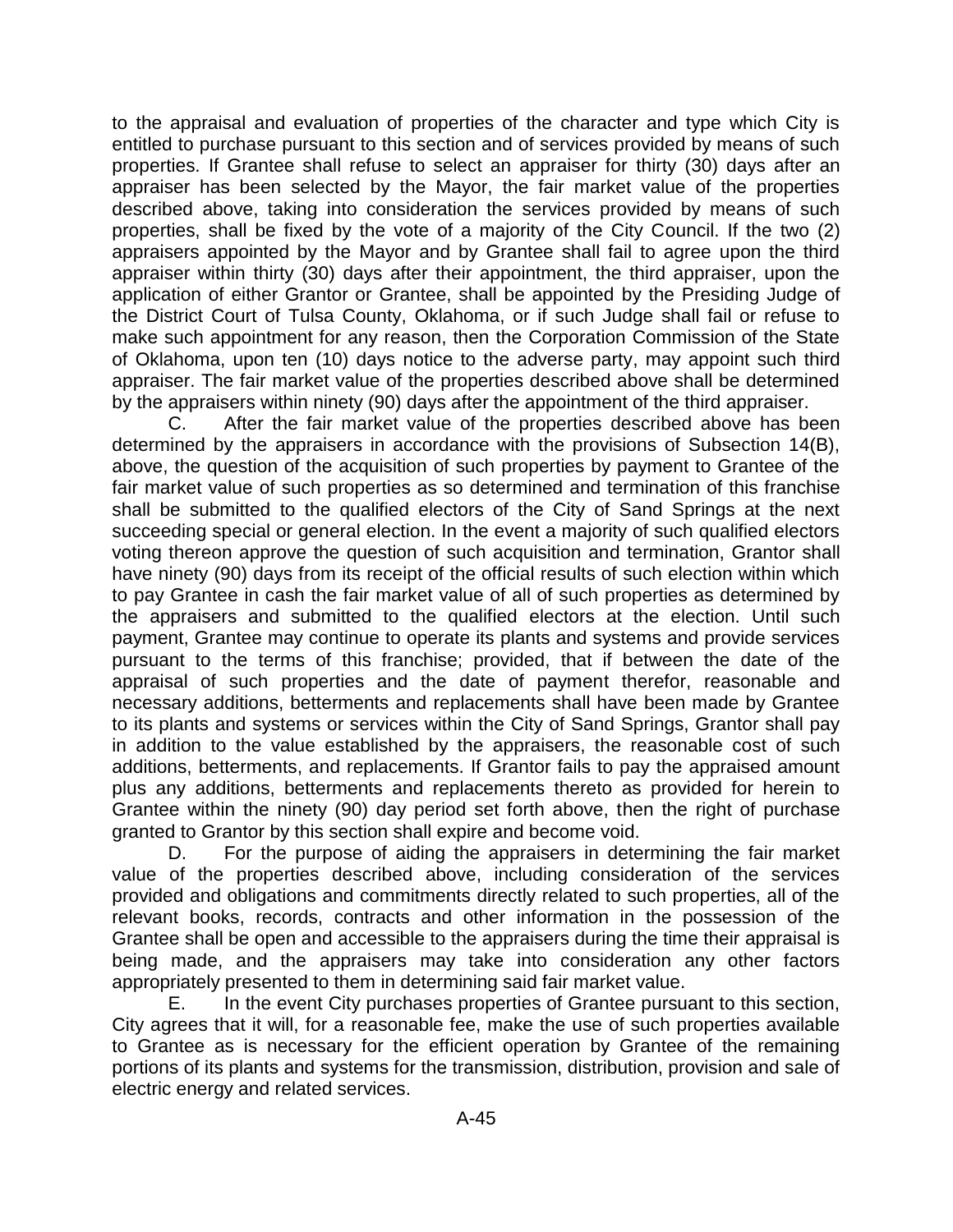to the appraisal and evaluation of properties of the character and type which City is entitled to purchase pursuant to this section and of services provided by means of such properties. If Grantee shall refuse to select an appraiser for thirty (30) days after an appraiser has been selected by the Mayor, the fair market value of the properties described above, taking into consideration the services provided by means of such properties, shall be fixed by the vote of a majority of the City Council. If the two (2) appraisers appointed by the Mayor and by Grantee shall fail to agree upon the third appraiser within thirty (30) days after their appointment, the third appraiser, upon the application of either Grantor or Grantee, shall be appointed by the Presiding Judge of the District Court of Tulsa County, Oklahoma, or if such Judge shall fail or refuse to make such appointment for any reason, then the Corporation Commission of the State of Oklahoma, upon ten (10) days notice to the adverse party, may appoint such third appraiser. The fair market value of the properties described above shall be determined by the appraisers within ninety (90) days after the appointment of the third appraiser.

C. After the fair market value of the properties described above has been determined by the appraisers in accordance with the provisions of Subsection 14(B), above, the question of the acquisition of such properties by payment to Grantee of the fair market value of such properties as so determined and termination of this franchise shall be submitted to the qualified electors of the City of Sand Springs at the next succeeding special or general election. In the event a majority of such qualified electors voting thereon approve the question of such acquisition and termination, Grantor shall have ninety (90) days from its receipt of the official results of such election within which to pay Grantee in cash the fair market value of all of such properties as determined by the appraisers and submitted to the qualified electors at the election. Until such payment, Grantee may continue to operate its plants and systems and provide services pursuant to the terms of this franchise; provided, that if between the date of the appraisal of such properties and the date of payment therefor, reasonable and necessary additions, betterments and replacements shall have been made by Grantee to its plants and systems or services within the City of Sand Springs, Grantor shall pay in addition to the value established by the appraisers, the reasonable cost of such additions, betterments, and replacements. If Grantor fails to pay the appraised amount plus any additions, betterments and replacements thereto as provided for herein to Grantee within the ninety (90) day period set forth above, then the right of purchase granted to Grantor by this section shall expire and become void.

D. For the purpose of aiding the appraisers in determining the fair market value of the properties described above, including consideration of the services provided and obligations and commitments directly related to such properties, all of the relevant books, records, contracts and other information in the possession of the Grantee shall be open and accessible to the appraisers during the time their appraisal is being made, and the appraisers may take into consideration any other factors appropriately presented to them in determining said fair market value.

E. In the event City purchases properties of Grantee pursuant to this section, City agrees that it will, for a reasonable fee, make the use of such properties available to Grantee as is necessary for the efficient operation by Grantee of the remaining portions of its plants and systems for the transmission, distribution, provision and sale of electric energy and related services.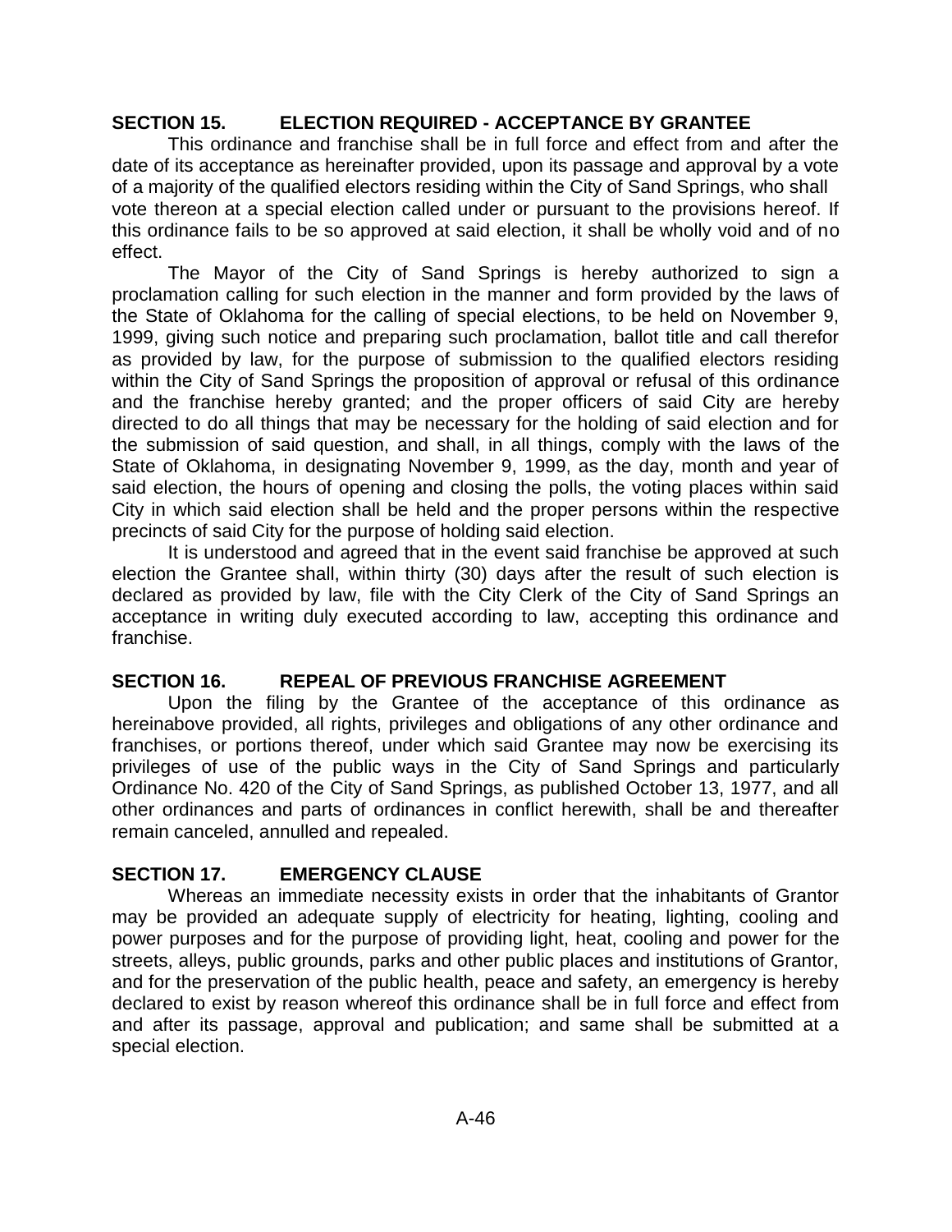## SECTION 15. ELECTION REQUIRED - ACCEPTANCE BY GRANTEE

This ordinance and franchise shall be in full force and effect from and after the date of its acceptance as hereinafter provided, upon its passage and approval by a vote of a majority of the qualified electors residing within the City of Sand Springs, who shall vote thereon at a special election called under or pursuant to the provisions hereof. If this ordinance fails to be so approved at said election, it shall be wholly void and of no effect.

The Mayor of the City of Sand Springs is hereby authorized to sign a proclamation calling for such election in the manner and form provided by the laws of the State of Oklahoma for the calling of special elections, to be held on November 9, 1999, giving such notice and preparing such proclamation, ballot title and call therefor as provided by law, for the purpose of submission to the qualified electors residing within the City of Sand Springs the proposition of approval or refusal of this ordinance and the franchise hereby granted; and the proper officers of said City are hereby directed to do all things that may be necessary for the holding of said election and for the submission of said question, and shall, in all things, comply with the laws of the State of Oklahoma, in designating November 9, 1999, as the day, month and year of said election, the hours of opening and closing the polls, the voting places within said City in which said election shall be held and the proper persons within the respective precincts of said City for the purpose of holding said election.

It is understood and agreed that in the event said franchise be approved at such election the Grantee shall, within thirty (30) days after the result of such election is declared as provided by law, file with the City Clerk of the City of Sand Springs an acceptance in writing duly executed according to law, accepting this ordinance and franchise.

## SECTION 16. REPEAL OF PREVIOUS FRANCHISE AGREEMENT

Upon the filing by the Grantee of the acceptance of this ordinance as hereinabove provided, all rights, privileges and obligations of any other ordinance and franchises, or portions thereof, under which said Grantee may now be exercising its privileges of use of the public ways in the City of Sand Springs and particularly Ordinance No. 420 of the City of Sand Springs, as published October 13, 1977, and all other ordinances and parts of ordinances in conflict herewith, shall be and thereafter remain canceled, annulled and repealed.

## SECTION 17. EMERGENCY CLAUSE

Whereas an immediate necessity exists in order that the inhabitants of Grantor may be provided an adequate supply of electricity for heating, lighting, cooling and power purposes and for the purpose of providing light, heat, cooling and power for the streets, alleys, public grounds, parks and other public places and institutions of Grantor, and for the preservation of the public health, peace and safety, an emergency is hereby declared to exist by reason whereof this ordinance shall be in full force and effect from and after its passage, approval and publication; and same shall be submitted at a special election.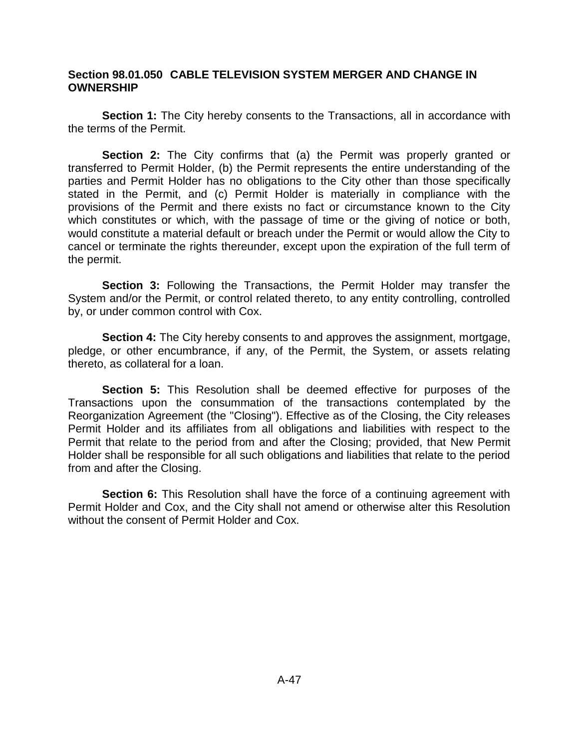## Section 98.01.050 CABLE TELEVISION SYSTEM MERGER AND CHANGE IN OWNERSHIP

**Section 1:** The City hereby consents to the Transactions, all in accordance with the terms of the Permit.

**Section 2:** The City confirms that (a) the Permit was properly granted or transferred to Permit Holder, (b) the Permit represents the entire understanding of the parties and Permit Holder has no obligations to the City other than those specifically stated in the Permit, and (c) Permit Holder is materially in compliance with the provisions of the Permit and there exists no fact or circumstance known to the City which constitutes or which, with the passage of time or the giving of notice or both, would constitute a material default or breach under the Permit or would allow the City to cancel or terminate the rights thereunder, except upon the expiration of the full term of the permit.

**Section 3:** Following the Transactions, the Permit Holder may transfer the System and/or the Permit, or control related thereto, to any entity controlling, controlled by, or under common control with Cox.

**Section 4:** The City hereby consents to and approves the assignment, mortgage, pledge, or other encumbrance, if any, of the Permit, the System, or assets relating thereto, as collateral for a loan.

**Section 5:** This Resolution shall be deemed effective for purposes of the Transactions upon the consummation of the transactions contemplated by the Reorganization Agreement (the "Closing"). Effective as of the Closing, the City releases Permit Holder and its affiliates from all obligations and liabilities with respect to the Permit that relate to the period from and after the Closing; provided, that New Permit Holder shall be responsible for all such obligations and liabilities that relate to the period from and after the Closing.

**Section 6:** This Resolution shall have the force of a continuing agreement with Permit Holder and Cox, and the City shall not amend or otherwise alter this Resolution without the consent of Permit Holder and Cox.